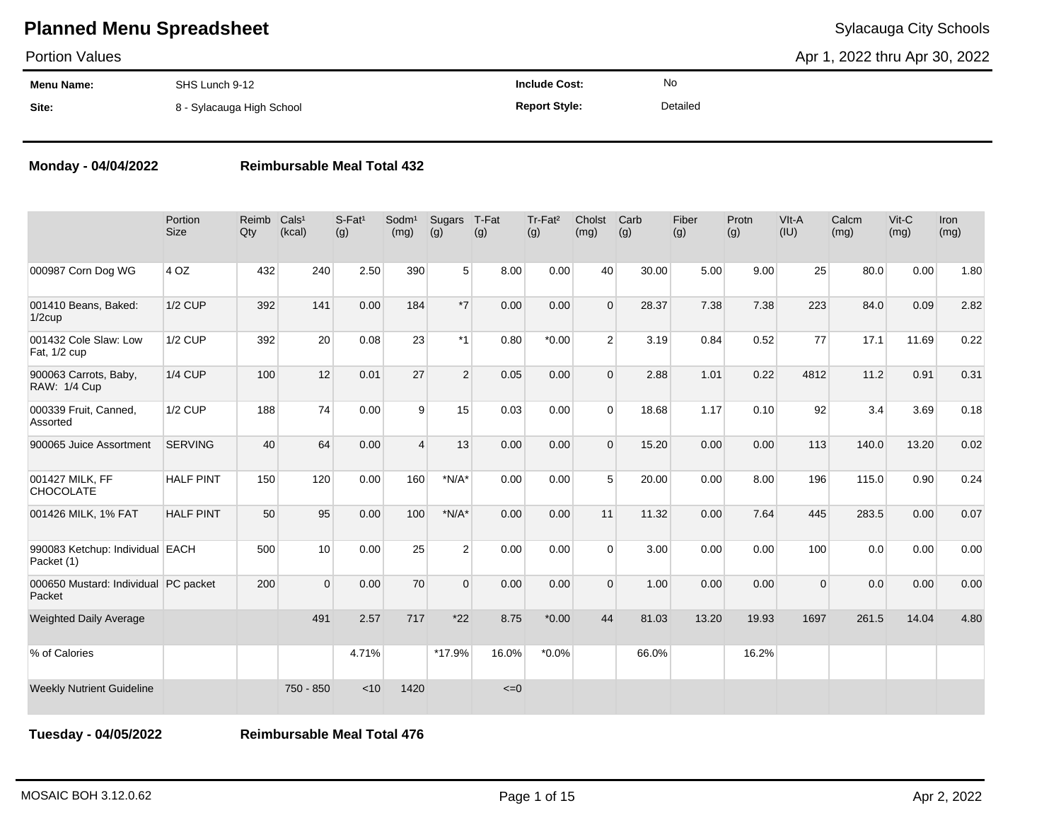# Planned Menu Spreadsheet

Sylacauga City Schools

Portion Values

Apr 1, 2022 thru Apr 30, 2022

| | | | |
|---|---|---|---|
| **Menu Name:** | SHS Lunch 9-12 | **Include Cost:** | No |
| **Site:** | 8 - Sylacauga High School | **Report Style:** | Detailed |

**Monday - 04/04/2022** **Reimbursable Meal Total 432**

| | Portion Size | Reimb Qty | Cals¹ (kcal) | S-Fat¹ (g) | Sodm¹ (mg) | Sugars (g) | T-Fat (g) | Tr-Fat² (g) | Cholst (mg) | Carb (g) | Fiber (g) | Protn (g) | VIt-A (IU) | Calcm (mg) | Vit-C (mg) | Iron (mg) |
|---|---|---|---|---|---|---|---|---|---|---|---|---|---|---|---|---|
| 000987 Corn Dog WG | 4 OZ | 432 | 240 | 2.50 | 390 | 5 | 8.00 | 0.00 | 40 | 30.00 | 5.00 | 9.00 | 25 | 80.0 | 0.00 | 1.80 |
| 001410 Beans, Baked: 1/2cup | 1/2 CUP | 392 | 141 | 0.00 | 184 | *7 | 0.00 | 0.00 | 0 | 28.37 | 7.38 | 7.38 | 223 | 84.0 | 0.09 | 2.82 |
| 001432 Cole Slaw: Low Fat, 1/2 cup | 1/2 CUP | 392 | 20 | 0.08 | 23 | *1 | 0.80 | *0.00 | 2 | 3.19 | 0.84 | 0.52 | 77 | 17.1 | 11.69 | 0.22 |
| 900063 Carrots, Baby, RAW: 1/4 Cup | 1/4 CUP | 100 | 12 | 0.01 | 27 | 2 | 0.05 | 0.00 | 0 | 2.88 | 1.01 | 0.22 | 4812 | 11.2 | 0.91 | 0.31 |
| 000339 Fruit, Canned, Assorted | 1/2 CUP | 188 | 74 | 0.00 | 9 | 15 | 0.03 | 0.00 | 0 | 18.68 | 1.17 | 0.10 | 92 | 3.4 | 3.69 | 0.18 |
| 900065 Juice Assortment | SERVING | 40 | 64 | 0.00 | 4 | 13 | 0.00 | 0.00 | 0 | 15.20 | 0.00 | 0.00 | 113 | 140.0 | 13.20 | 0.02 |
| 001427 MILK, FF CHOCOLATE | HALF PINT | 150 | 120 | 0.00 | 160 | *N/A* | 0.00 | 0.00 | 5 | 20.00 | 0.00 | 8.00 | 196 | 115.0 | 0.90 | 0.24 |
| 001426 MILK, 1% FAT | HALF PINT | 50 | 95 | 0.00 | 100 | *N/A* | 0.00 | 0.00 | 11 | 11.32 | 0.00 | 7.64 | 445 | 283.5 | 0.00 | 0.07 |
| 990083 Ketchup: Individual Packet (1) | EACH | 500 | 10 | 0.00 | 25 | 2 | 0.00 | 0.00 | 0 | 3.00 | 0.00 | 0.00 | 100 | 0.0 | 0.00 | 0.00 |
| 000650 Mustard: Individual Packet | PC packet | 200 | 0 | 0.00 | 70 | 0 | 0.00 | 0.00 | 0 | 1.00 | 0.00 | 0.00 | 0 | 0.0 | 0.00 | 0.00 |
| Weighted Daily Average | | | 491 | 2.57 | 717 | *22 | 8.75 | *0.00 | 44 | 81.03 | 13.20 | 19.93 | 1697 | 261.5 | 14.04 | 4.80 |
| % of Calories | | | | 4.71% | | *17.9% | 16.0% | *0.0% | | 66.0% | | 16.2% | | | | |
| Weekly Nutrient Guideline | | | 750 - 850 | <10 | 1420 | | <=0 | | | | | | | | | |

**Tuesday - 04/05/2022** **Reimbursable Meal Total 476**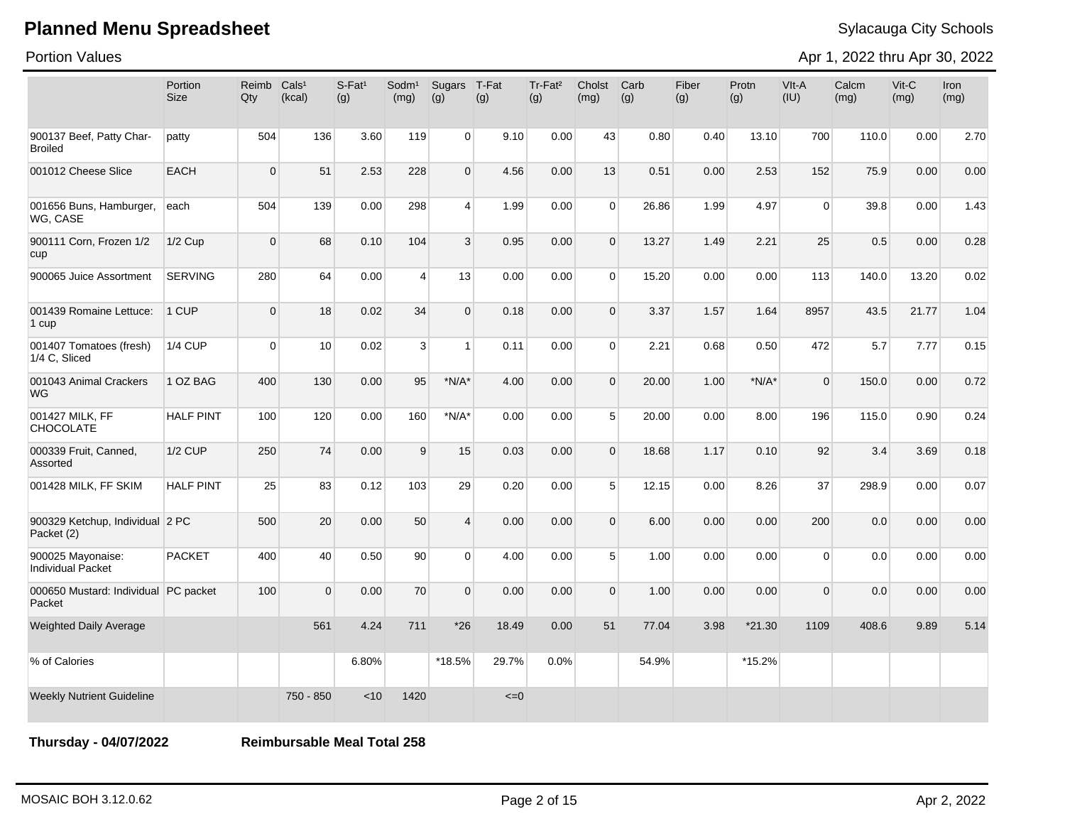# Planned Menu Spreadsheet

Sylacauga City Schools

Portion Values

Apr 1, 2022 thru Apr 30, 2022

| | Portion Size | Reimb Qty | Cals[1] (kcal) | S-Fat[1] (g) | Sodm[1] (mg) | Sugars (g) | T-Fat (g) | Tr-Fat[2] (g) | Cholst (mg) | Carb (g) | Fiber (g) | Protn (g) | Vlt-A (IU) | Calcm (mg) | Vit-C (mg) | Iron (mg) |
|---|---|---|---|---|---|---|---|---|---|---|---|---|---|---|---|---|
| 900137 Beef, Patty Char-Broiled | patty | 504 | 136 | 3.60 | 119 | 0 | 9.10 | 0.00 | 43 | 0.80 | 0.40 | 13.10 | 700 | 110.0 | 0.00 | 2.70 |
| 001012 Cheese Slice | EACH | 0 | 51 | 2.53 | 228 | 0 | 4.56 | 0.00 | 13 | 0.51 | 0.00 | 2.53 | 152 | 75.9 | 0.00 | 0.00 |
| 001656 Buns, Hamburger, WG, CASE | each | 504 | 139 | 0.00 | 298 | 4 | 1.99 | 0.00 | 0 | 26.86 | 1.99 | 4.97 | 0 | 39.8 | 0.00 | 1.43 |
| 900111 Corn, Frozen 1/2 cup | 1/2 Cup | 0 | 68 | 0.10 | 104 | 3 | 0.95 | 0.00 | 0 | 13.27 | 1.49 | 2.21 | 25 | 0.5 | 0.00 | 0.28 |
| 900065 Juice Assortment | SERVING | 280 | 64 | 0.00 | 4 | 13 | 0.00 | 0.00 | 0 | 15.20 | 0.00 | 0.00 | 113 | 140.0 | 13.20 | 0.02 |
| 001439 Romaine Lettuce: 1 cup | 1 CUP | 0 | 18 | 0.02 | 34 | 0 | 0.18 | 0.00 | 0 | 3.37 | 1.57 | 1.64 | 8957 | 43.5 | 21.77 | 1.04 |
| 001407 Tomatoes (fresh) 1/4 C, Sliced | 1/4 CUP | 0 | 10 | 0.02 | 3 | 1 | 0.11 | 0.00 | 0 | 2.21 | 0.68 | 0.50 | 472 | 5.7 | 7.77 | 0.15 |
| 001043 Animal Crackers WG | 1 OZ BAG | 400 | 130 | 0.00 | 95 | *N/A* | 4.00 | 0.00 | 0 | 20.00 | 1.00 | *N/A* | 0 | 150.0 | 0.00 | 0.72 |
| 001427 MILK, FF CHOCOLATE | HALF PINT | 100 | 120 | 0.00 | 160 | *N/A* | 0.00 | 0.00 | 5 | 20.00 | 0.00 | 8.00 | 196 | 115.0 | 0.90 | 0.24 |
| 000339 Fruit, Canned, Assorted | 1/2 CUP | 250 | 74 | 0.00 | 9 | 15 | 0.03 | 0.00 | 0 | 18.68 | 1.17 | 0.10 | 92 | 3.4 | 3.69 | 0.18 |
| 001428 MILK, FF SKIM | HALF PINT | 25 | 83 | 0.12 | 103 | 29 | 0.20 | 0.00 | 5 | 12.15 | 0.00 | 8.26 | 37 | 298.9 | 0.00 | 0.07 |
| 900329 Ketchup, Individual Packet (2) | 2 PC | 500 | 20 | 0.00 | 50 | 4 | 0.00 | 0.00 | 0 | 6.00 | 0.00 | 0.00 | 200 | 0.0 | 0.00 | 0.00 |
| 900025 Mayonaise: Individual Packet | PACKET | 400 | 40 | 0.50 | 90 | 0 | 4.00 | 0.00 | 5 | 1.00 | 0.00 | 0.00 | 0 | 0.0 | 0.00 | 0.00 |
| 000650 Mustard: Individual Packet | PC packet | 100 | 0 | 0.00 | 70 | 0 | 0.00 | 0.00 | 0 | 1.00 | 0.00 | 0.00 | 0 | 0.0 | 0.00 | 0.00 |
| Weighted Daily Average | | | 561 | 4.24 | 711 | *26 | 18.49 | 0.00 | 51 | 77.04 | 3.98 | *21.30 | 1109 | 408.6 | 9.89 | 5.14 |
| % of Calories | | | | 6.80% | | *18.5% | 29.7% | 0.0% | | 54.9% | | *15.2% | | | | |
| Weekly Nutrient Guideline | | | 750 - 850 | <10 | 1420 | | <=0 | | | | | | | | | |

**Thursday - 04/07/2022** **Reimbursable Meal Total 258**

MOSAIC BOH 3.12.0.62 Apr 2, 2022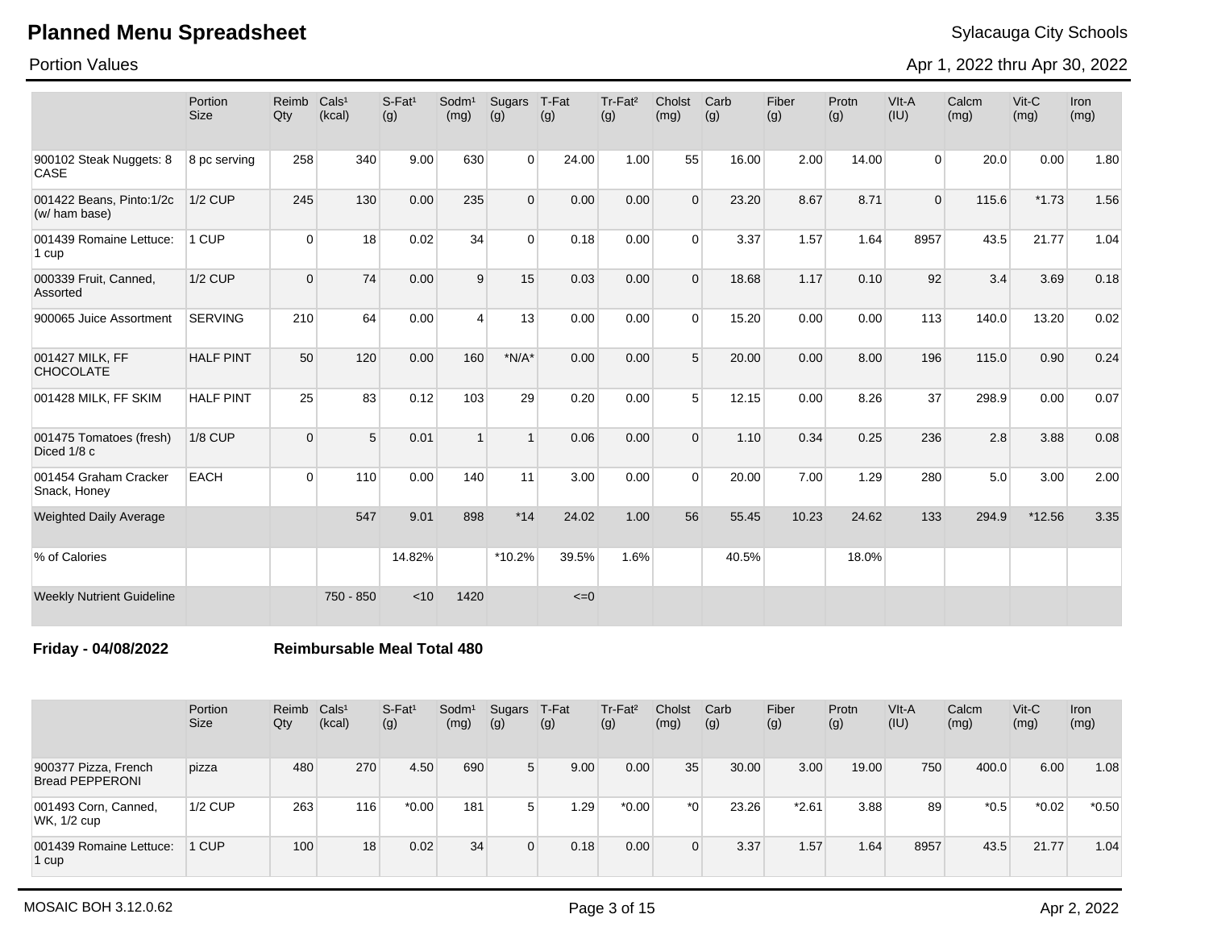# Planned Menu Spreadsheet

Portion Values

Sylacauga City Schools

Apr 1, 2022 thru Apr 30, 2022

| | Portion Size | Reimb Qty | Cals[1] (kcal) | S-Fat[1] (g) | Sodm[1] (mg) | Sugars (g) | T-Fat (g) | Tr-Fat[2] (g) | Cholst (mg) | Carb (g) | Fiber (g) | Protn (g) | VIt-A (IU) | Calcm (mg) | Vit-C (mg) | Iron (mg) |
|---|---|---|---|---|---|---|---|---|---|---|---|---|---|---|---|---|
| 900102 Steak Nuggets: 8 CASE | 8 pc serving | 258 | 340 | 9.00 | 630 | 0 | 24.00 | 1.00 | 55 | 16.00 | 2.00 | 14.00 | 0 | 20.0 | 0.00 | 1.80 |
| 001422 Beans, Pinto:1/2c (w/ ham base) | 1/2 CUP | 245 | 130 | 0.00 | 235 | 0 | 0.00 | 0.00 | 0 | 23.20 | 8.67 | 8.71 | 0 | 115.6 | *1.73 | 1.56 |
| 001439 Romaine Lettuce: 1 cup | 1 CUP | 0 | 18 | 0.02 | 34 | 0 | 0.18 | 0.00 | 0 | 3.37 | 1.57 | 1.64 | 8957 | 43.5 | 21.77 | 1.04 |
| 000339 Fruit, Canned, Assorted | 1/2 CUP | 0 | 74 | 0.00 | 9 | 15 | 0.03 | 0.00 | 0 | 18.68 | 1.17 | 0.10 | 92 | 3.4 | 3.69 | 0.18 |
| 900065 Juice Assortment | SERVING | 210 | 64 | 0.00 | 4 | 13 | 0.00 | 0.00 | 0 | 15.20 | 0.00 | 0.00 | 113 | 140.0 | 13.20 | 0.02 |
| 001427 MILK, FF CHOCOLATE | HALF PINT | 50 | 120 | 0.00 | 160 | *N/A* | 0.00 | 0.00 | 5 | 20.00 | 0.00 | 8.00 | 196 | 115.0 | 0.90 | 0.24 |
| 001428 MILK, FF SKIM | HALF PINT | 25 | 83 | 0.12 | 103 | 29 | 0.20 | 0.00 | 5 | 12.15 | 0.00 | 8.26 | 37 | 298.9 | 0.00 | 0.07 |
| 001475 Tomatoes (fresh) Diced 1/8 c | 1/8 CUP | 0 | 5 | 0.01 | 1 | 1 | 0.06 | 0.00 | 0 | 1.10 | 0.34 | 0.25 | 236 | 2.8 | 3.88 | 0.08 |
| 001454 Graham Cracker Snack, Honey | EACH | 0 | 110 | 0.00 | 140 | 11 | 3.00 | 0.00 | 0 | 20.00 | 7.00 | 1.29 | 280 | 5.0 | 3.00 | 2.00 |
| Weighted Daily Average | | | 547 | 9.01 | 898 | *14 | 24.02 | 1.00 | 56 | 55.45 | 10.23 | 24.62 | 133 | 294.9 | *12.56 | 3.35 |
| % of Calories | | | | 14.82% | | *10.2% | 39.5% | 1.6% | | 40.5% | | 18.0% | | | | |
| Weekly Nutrient Guideline | | | 750 - 850 | <10 | 1420 | | <=0 | | | | | | | | | |

**Friday - 04/08/2022** **Reimbursable Meal Total 480**

| | Portion Size | Reimb Qty | Cals[1] (kcal) | S-Fat[1] (g) | Sodm[1] (mg) | Sugars (g) | T-Fat (g) | Tr-Fat[2] (g) | Cholst (mg) | Carb (g) | Fiber (g) | Protn (g) | VIt-A (IU) | Calcm (mg) | Vit-C (mg) | Iron (mg) |
|---|---|---|---|---|---|---|---|---|---|---|---|---|---|---|---|---|
| 900377 Pizza, French Bread PEPPERONI | pizza | 480 | 270 | 4.50 | 690 | 5 | 9.00 | 0.00 | 35 | 30.00 | 3.00 | 19.00 | 750 | 400.0 | 6.00 | 1.08 |
| 001493 Corn, Canned, WK, 1/2 cup | 1/2 CUP | 263 | 116 | *0.00 | 181 | 5 | 1.29 | *0.00 | *0 | 23.26 | *2.61 | 3.88 | 89 | *0.5 | *0.02 | *0.50 |
| 001439 Romaine Lettuce: 1 cup | 1 CUP | 100 | 18 | 0.02 | 34 | 0 | 0.18 | 0.00 | 0 | 3.37 | 1.57 | 1.64 | 8957 | 43.5 | 21.77 | 1.04 |

MOSAIC BOH 3.12.0.62

Apr 2, 2022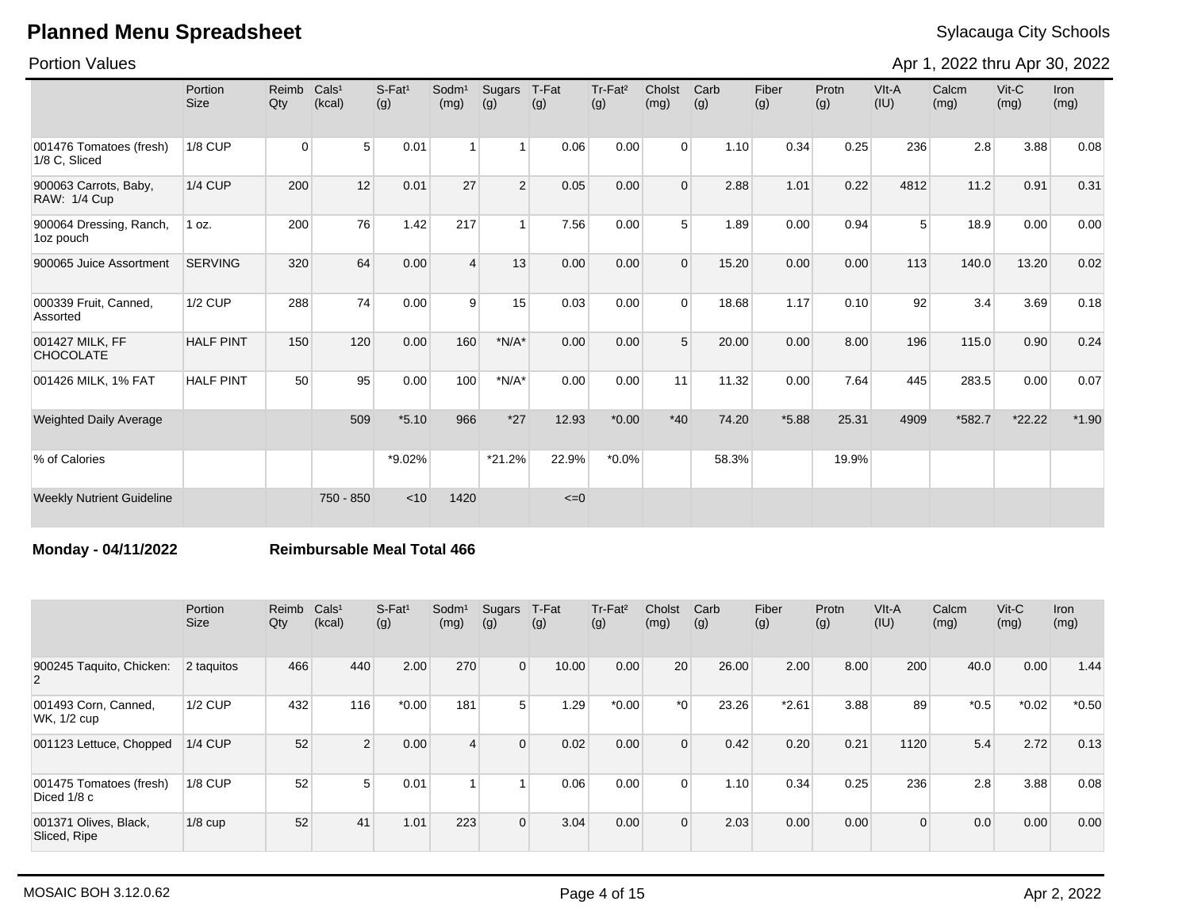# Planned Menu Spreadsheet

Sylacauga City Schools

Portion Values

Apr 1, 2022 thru Apr 30, 2022

| | Portion Size | Reimb Qty | Cals[1] (kcal) | S-Fat[1] (g) | Sodm[1] (mg) | Sugars (g) | T-Fat (g) | Tr-Fat[2] (g) | Cholst (mg) | Carb (g) | Fiber (g) | Protn (g) | VIt-A (IU) | Calcm (mg) | Vit-C (mg) | Iron (mg) |
|---|---|---|---|---|---|---|---|---|---|---|---|---|---|---|---|---|
| 001476 Tomatoes (fresh) 1/8 C, Sliced | 1/8 CUP | 0 | 5 | 0.01 | 1 | 1 | 0.06 | 0.00 | 0 | 1.10 | 0.34 | 0.25 | 236 | 2.8 | 3.88 | 0.08 |
| 900063 Carrots, Baby, RAW: 1/4 Cup | 1/4 CUP | 200 | 12 | 0.01 | 27 | 2 | 0.05 | 0.00 | 0 | 2.88 | 1.01 | 0.22 | 4812 | 11.2 | 0.91 | 0.31 |
| 900064 Dressing, Ranch, 1oz pouch | 1 oz. | 200 | 76 | 1.42 | 217 | 1 | 7.56 | 0.00 | 5 | 1.89 | 0.00 | 0.94 | 5 | 18.9 | 0.00 | 0.00 |
| 900065 Juice Assortment | SERVING | 320 | 64 | 0.00 | 4 | 13 | 0.00 | 0.00 | 0 | 15.20 | 0.00 | 0.00 | 113 | 140.0 | 13.20 | 0.02 |
| 000339 Fruit, Canned, Assorted | 1/2 CUP | 288 | 74 | 0.00 | 9 | 15 | 0.03 | 0.00 | 0 | 18.68 | 1.17 | 0.10 | 92 | 3.4 | 3.69 | 0.18 |
| 001427 MILK, FF CHOCOLATE | HALF PINT | 150 | 120 | 0.00 | 160 | *N/A* | 0.00 | 0.00 | 5 | 20.00 | 0.00 | 8.00 | 196 | 115.0 | 0.90 | 0.24 |
| 001426 MILK, 1% FAT | HALF PINT | 50 | 95 | 0.00 | 100 | *N/A* | 0.00 | 0.00 | 11 | 11.32 | 0.00 | 7.64 | 445 | 283.5 | 0.00 | 0.07 |
| Weighted Daily Average | | | 509 | *5.10 | 966 | *27 | 12.93 | *0.00 | *40 | 74.20 | *5.88 | 25.31 | 4909 | *582.7 | *22.22 | *1.90 |
| % of Calories | | | | *9.02% | | *21.2% | 22.9% | *0.0% | | 58.3% | | 19.9% | | | | |
| Weekly Nutrient Guideline | | | 750 - 850 | <10 | 1420 | | <=0 | | | | | | | | | |

**Monday - 04/11/2022** **Reimbursable Meal Total 466**

| | Portion Size | Reimb Qty | Cals[1] (kcal) | S-Fat[1] (g) | Sodm[1] (mg) | Sugars (g) | T-Fat (g) | Tr-Fat[2] (g) | Cholst (mg) | Carb (g) | Fiber (g) | Protn (g) | VIt-A (IU) | Calcm (mg) | Vit-C (mg) | Iron (mg) |
|---|---|---|---|---|---|---|---|---|---|---|---|---|---|---|---|---|
| 900245 Taquito, Chicken: 2 | 2 taquitos | 466 | 440 | 2.00 | 270 | 0 | 10.00 | 0.00 | 20 | 26.00 | 2.00 | 8.00 | 200 | 40.0 | 0.00 | 1.44 |
| 001493 Corn, Canned, WK, 1/2 cup | 1/2 CUP | 432 | 116 | *0.00 | 181 | 5 | 1.29 | *0.00 | *0 | 23.26 | *2.61 | 3.88 | 89 | *0.5 | *0.02 | *0.50 |
| 001123 Lettuce, Chopped | 1/4 CUP | 52 | 2 | 0.00 | 4 | 0 | 0.02 | 0.00 | 0 | 0.42 | 0.20 | 0.21 | 1120 | 5.4 | 2.72 | 0.13 |
| 001475 Tomatoes (fresh) Diced 1/8 c | 1/8 CUP | 52 | 5 | 0.01 | 1 | 1 | 0.06 | 0.00 | 0 | 1.10 | 0.34 | 0.25 | 236 | 2.8 | 3.88 | 0.08 |
| 001371 Olives, Black, Sliced, Ripe | 1/8 cup | 52 | 41 | 1.01 | 223 | 0 | 3.04 | 0.00 | 0 | 2.03 | 0.00 | 0.00 | 0 | 0.0 | 0.00 | 0.00 |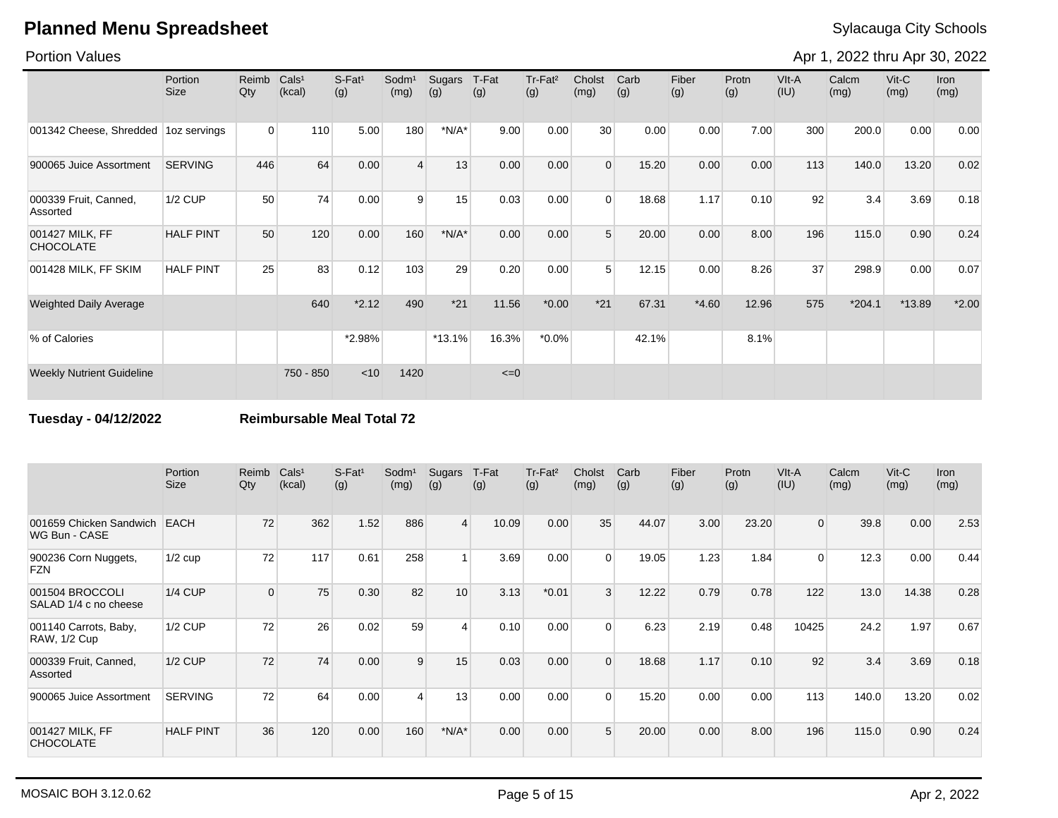# Planned Menu Spreadsheet

Sylacauga City Schools

Portion Values

Apr 1, 2022 thru Apr 30, 2022

| | Portion Size | Reimb Qty | Cals[1] (kcal) | S-Fat[1] (g) | Sodm[1] (mg) | Sugars (g) | T-Fat (g) | Tr-Fat[2] (g) | Cholst (mg) | Carb (g) | Fiber (g) | Protn (g) | VIt-A (IU) | Calcm (mg) | Vit-C (mg) | Iron (mg) |
|---|---|---|---|---|---|---|---|---|---|---|---|---|---|---|---|---|
| 001342 Cheese, Shredded | 1oz servings | 0 | 110 | 5.00 | 180 | *N/A* | 9.00 | 0.00 | 30 | 0.00 | 0.00 | 7.00 | 300 | 200.0 | 0.00 | 0.00 |
| 900065 Juice Assortment | SERVING | 446 | 64 | 0.00 | 4 | 13 | 0.00 | 0.00 | 0 | 15.20 | 0.00 | 0.00 | 113 | 140.0 | 13.20 | 0.02 |
| 000339 Fruit, Canned, Assorted | 1/2 CUP | 50 | 74 | 0.00 | 9 | 15 | 0.03 | 0.00 | 0 | 18.68 | 1.17 | 0.10 | 92 | 3.4 | 3.69 | 0.18 |
| 001427 MILK, FF CHOCOLATE | HALF PINT | 50 | 120 | 0.00 | 160 | *N/A* | 0.00 | 0.00 | 5 | 20.00 | 0.00 | 8.00 | 196 | 115.0 | 0.90 | 0.24 |
| 001428 MILK, FF SKIM | HALF PINT | 25 | 83 | 0.12 | 103 | 29 | 0.20 | 0.00 | 5 | 12.15 | 0.00 | 8.26 | 37 | 298.9 | 0.00 | 0.07 |
| Weighted Daily Average | | | 640 | *2.12 | 490 | *21 | 11.56 | *0.00 | *21 | 67.31 | *4.60 | 12.96 | 575 | *204.1 | *13.89 | *2.00 |
| % of Calories | | | | *2.98% | | *13.1% | 16.3% | *0.0% | | 42.1% | | 8.1% | | | | |
| Weekly Nutrient Guideline | | | 750 - 850 | <10 | 1420 | | <=0 | | | | | | | | | |

**Tuesday - 04/12/2022** **Reimbursable Meal Total 72**

| | Portion Size | Reimb Qty | Cals[1] (kcal) | S-Fat[1] (g) | Sodm[1] (mg) | Sugars (g) | T-Fat (g) | Tr-Fat[2] (g) | Cholst (mg) | Carb (g) | Fiber (g) | Protn (g) | VIt-A (IU) | Calcm (mg) | Vit-C (mg) | Iron (mg) |
|---|---|---|---|---|---|---|---|---|---|---|---|---|---|---|---|---|
| 001659 Chicken Sandwich WG Bun - CASE | EACH | 72 | 362 | 1.52 | 886 | 4 | 10.09 | 0.00 | 35 | 44.07 | 3.00 | 23.20 | 0 | 39.8 | 0.00 | 2.53 |
| 900236 Corn Nuggets, FZN | 1/2 cup | 72 | 117 | 0.61 | 258 | 1 | 3.69 | 0.00 | 0 | 19.05 | 1.23 | 1.84 | 0 | 12.3 | 0.00 | 0.44 |
| 001504 BROCCOLI SALAD 1/4 c no cheese | 1/4 CUP | 0 | 75 | 0.30 | 82 | 10 | 3.13 | *0.01 | 3 | 12.22 | 0.79 | 0.78 | 122 | 13.0 | 14.38 | 0.28 |
| 001140 Carrots, Baby, RAW, 1/2 Cup | 1/2 CUP | 72 | 26 | 0.02 | 59 | 4 | 0.10 | 0.00 | 0 | 6.23 | 2.19 | 0.48 | 10425 | 24.2 | 1.97 | 0.67 |
| 000339 Fruit, Canned, Assorted | 1/2 CUP | 72 | 74 | 0.00 | 9 | 15 | 0.03 | 0.00 | 0 | 18.68 | 1.17 | 0.10 | 92 | 3.4 | 3.69 | 0.18 |
| 900065 Juice Assortment | SERVING | 72 | 64 | 0.00 | 4 | 13 | 0.00 | 0.00 | 0 | 15.20 | 0.00 | 0.00 | 113 | 140.0 | 13.20 | 0.02 |
| 001427 MILK, FF CHOCOLATE | HALF PINT | 36 | 120 | 0.00 | 160 | *N/A* | 0.00 | 0.00 | 5 | 20.00 | 0.00 | 8.00 | 196 | 115.0 | 0.90 | 0.24 |

MOSAIC BOH 3.12.0.62 Apr 2, 2022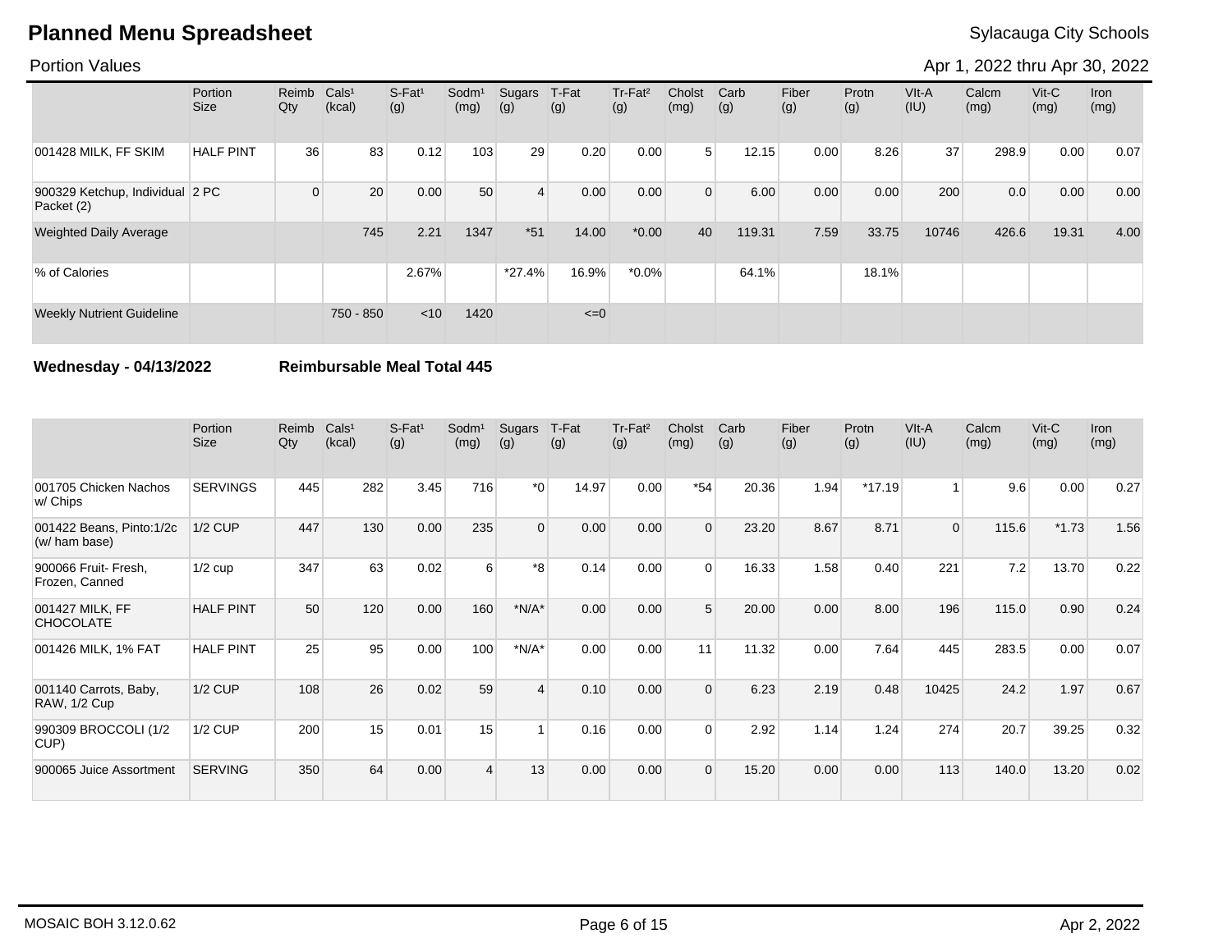# Planned Menu Spreadsheet

Sylacauga City Schools

Portion Values

Apr 1, 2022 thru Apr 30, 2022

| | Portion Size | Reimb Qty | Cals¹ (kcal) | S-Fat¹ (g) | Sodm¹ (mg) | Sugars (g) | T-Fat (g) | Tr-Fat² (g) | Cholst (mg) | Carb (g) | Fiber (g) | Protn (g) | VIt-A (IU) | Calcm (mg) | Vit-C (mg) | Iron (mg) |
|---|---|---|---|---|---|---|---|---|---|---|---|---|---|---|---|---|
| 001428 MILK, FF SKIM | HALF PINT | 36 | 83 | 0.12 | 103 | 29 | 0.20 | 0.00 | 5 | 12.15 | 0.00 | 8.26 | 37 | 298.9 | 0.00 | 0.07 |
| 900329 Ketchup, Individual Packet (2) | 2 PC | 0 | 20 | 0.00 | 50 | 4 | 0.00 | 0.00 | 0 | 6.00 | 0.00 | 0.00 | 200 | 0.0 | 0.00 | 0.00 |
| Weighted Daily Average | | | 745 | 2.21 | 1347 | *51 | 14.00 | *0.00 | 40 | 119.31 | 7.59 | 33.75 | 10746 | 426.6 | 19.31 | 4.00 |
| % of Calories | | | | 2.67% | | *27.4% | 16.9% | *0.0% | | 64.1% | | 18.1% | | | | |
| Weekly Nutrient Guideline | | | 750 - 850 | <10 | 1420 | | <=0 | | | | | | | | | |

**Wednesday - 04/13/2022** **Reimbursable Meal Total 445**

| | Portion Size | Reimb Qty | Cals¹ (kcal) | S-Fat¹ (g) | Sodm¹ (mg) | Sugars (g) | T-Fat (g) | Tr-Fat² (g) | Cholst (mg) | Carb (g) | Fiber (g) | Protn (g) | VIt-A (IU) | Calcm (mg) | Vit-C (mg) | Iron (mg) |
|---|---|---|---|---|---|---|---|---|---|---|---|---|---|---|---|---|
| 001705 Chicken Nachos w/ Chips | SERVINGS | 445 | 282 | 3.45 | 716 | *0 | 14.97 | 0.00 | *54 | 20.36 | 1.94 | *17.19 | 1 | 9.6 | 0.00 | 0.27 |
| 001422 Beans, Pinto:1/2c (w/ ham base) | 1/2 CUP | 447 | 130 | 0.00 | 235 | 0 | 0.00 | 0.00 | 0 | 23.20 | 8.67 | 8.71 | 0 | 115.6 | *1.73 | 1.56 |
| 900066 Fruit- Fresh, Frozen, Canned | 1/2 cup | 347 | 63 | 0.02 | 6 | *8 | 0.14 | 0.00 | 0 | 16.33 | 1.58 | 0.40 | 221 | 7.2 | 13.70 | 0.22 |
| 001427 MILK, FF CHOCOLATE | HALF PINT | 50 | 120 | 0.00 | 160 | *N/A* | 0.00 | 0.00 | 5 | 20.00 | 0.00 | 8.00 | 196 | 115.0 | 0.90 | 0.24 |
| 001426 MILK, 1% FAT | HALF PINT | 25 | 95 | 0.00 | 100 | *N/A* | 0.00 | 0.00 | 11 | 11.32 | 0.00 | 7.64 | 445 | 283.5 | 0.00 | 0.07 |
| 001140 Carrots, Baby, RAW, 1/2 Cup | 1/2 CUP | 108 | 26 | 0.02 | 59 | 4 | 0.10 | 0.00 | 0 | 6.23 | 2.19 | 0.48 | 10425 | 24.2 | 1.97 | 0.67 |
| 990309 BROCCOLI (1/2 CUP) | 1/2 CUP | 200 | 15 | 0.01 | 15 | 1 | 0.16 | 0.00 | 0 | 2.92 | 1.14 | 1.24 | 274 | 20.7 | 39.25 | 0.32 |
| 900065 Juice Assortment | SERVING | 350 | 64 | 0.00 | 4 | 13 | 0.00 | 0.00 | 0 | 15.20 | 0.00 | 0.00 | 113 | 140.0 | 13.20 | 0.02 |

MOSAIC BOH 3.12.0.62 Apr 2, 2022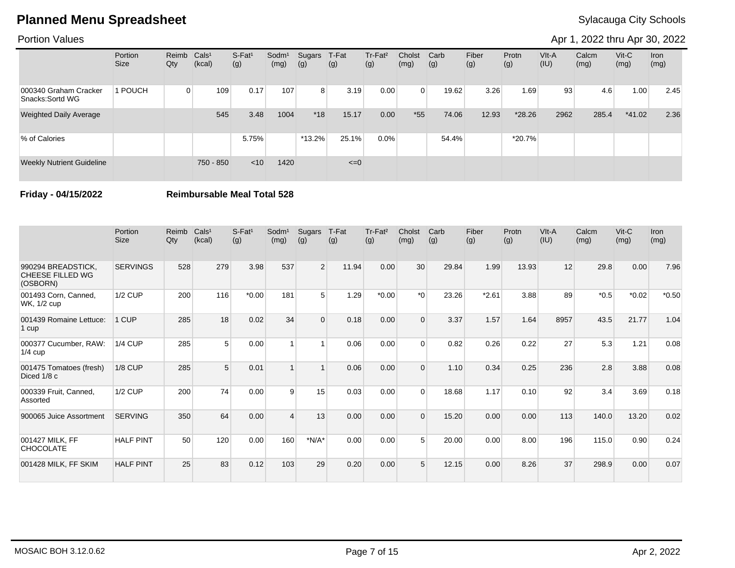# Planned Menu Spreadsheet

Sylacauga City Schools

Portion Values

Apr 1, 2022 thru Apr 30, 2022

| | Portion Size | Reimb Qty | Cals[1] (kcal) | S-Fat[1] (g) | Sodm[1] (mg) | Sugars (g) | T-Fat (g) | Tr-Fat[2] (g) | Cholst (mg) | Carb (g) | Fiber (g) | Protn (g) | VIt-A (IU) | Calcm (mg) | Vit-C (mg) | Iron (mg) |
|---|---|---|---|---|---|---|---|---|---|---|---|---|---|---|---|---|
| 000340 Graham Cracker Snacks:Sortd WG | 1 POUCH | 0 | 109 | 0.17 | 107 | 8 | 3.19 | 0.00 | 0 | 19.62 | 3.26 | 1.69 | 93 | 4.6 | 1.00 | 2.45 |
| Weighted Daily Average | | | 545 | 3.48 | 1004 | *18 | 15.17 | 0.00 | *55 | 74.06 | 12.93 | *28.26 | 2962 | 285.4 | *41.02 | 2.36 |
| % of Calories | | | | 5.75% | | *13.2% | 25.1% | 0.0% | | 54.4% | | *20.7% | | | | |
| Weekly Nutrient Guideline | | | 750 - 850 | <10 | 1420 | | <=0 | | | | | | | | | |

**Friday - 04/15/2022** **Reimbursable Meal Total 528**

| | Portion Size | Reimb Qty | Cals[1] (kcal) | S-Fat[1] (g) | Sodm[1] (mg) | Sugars (g) | T-Fat (g) | Tr-Fat[2] (g) | Cholst (mg) | Carb (g) | Fiber (g) | Protn (g) | VIt-A (IU) | Calcm (mg) | Vit-C (mg) | Iron (mg) |
|---|---|---|---|---|---|---|---|---|---|---|---|---|---|---|---|---|
| 990294 BREADSTICK, CHEESE FILLED WG (OSBORN) | SERVINGS | 528 | 279 | 3.98 | 537 | 2 | 11.94 | 0.00 | 30 | 29.84 | 1.99 | 13.93 | 12 | 29.8 | 0.00 | 7.96 |
| 001493 Corn, Canned, WK, 1/2 cup | 1/2 CUP | 200 | 116 | *0.00 | 181 | 5 | 1.29 | *0.00 | *0 | 23.26 | *2.61 | 3.88 | 89 | *0.5 | *0.02 | *0.50 |
| 001439 Romaine Lettuce: 1 cup | 1 CUP | 285 | 18 | 0.02 | 34 | 0 | 0.18 | 0.00 | 0 | 3.37 | 1.57 | 1.64 | 8957 | 43.5 | 21.77 | 1.04 |
| 000377 Cucumber, RAW: 1/4 cup | 1/4 CUP | 285 | 5 | 0.00 | 1 | 1 | 0.06 | 0.00 | 0 | 0.82 | 0.26 | 0.22 | 27 | 5.3 | 1.21 | 0.08 |
| 001475 Tomatoes (fresh) Diced 1/8 c | 1/8 CUP | 285 | 5 | 0.01 | 1 | 1 | 0.06 | 0.00 | 0 | 1.10 | 0.34 | 0.25 | 236 | 2.8 | 3.88 | 0.08 |
| 000339 Fruit, Canned, Assorted | 1/2 CUP | 200 | 74 | 0.00 | 9 | 15 | 0.03 | 0.00 | 0 | 18.68 | 1.17 | 0.10 | 92 | 3.4 | 3.69 | 0.18 |
| 900065 Juice Assortment | SERVING | 350 | 64 | 0.00 | 4 | 13 | 0.00 | 0.00 | 0 | 15.20 | 0.00 | 0.00 | 113 | 140.0 | 13.20 | 0.02 |
| 001427 MILK, FF CHOCOLATE | HALF PINT | 50 | 120 | 0.00 | 160 | *N/A* | 0.00 | 0.00 | 5 | 20.00 | 0.00 | 8.00 | 196 | 115.0 | 0.90 | 0.24 |
| 001428 MILK, FF SKIM | HALF PINT | 25 | 83 | 0.12 | 103 | 29 | 0.20 | 0.00 | 5 | 12.15 | 0.00 | 8.26 | 37 | 298.9 | 0.00 | 0.07 |

MOSAIC BOH 3.12.0.62

Apr 2, 2022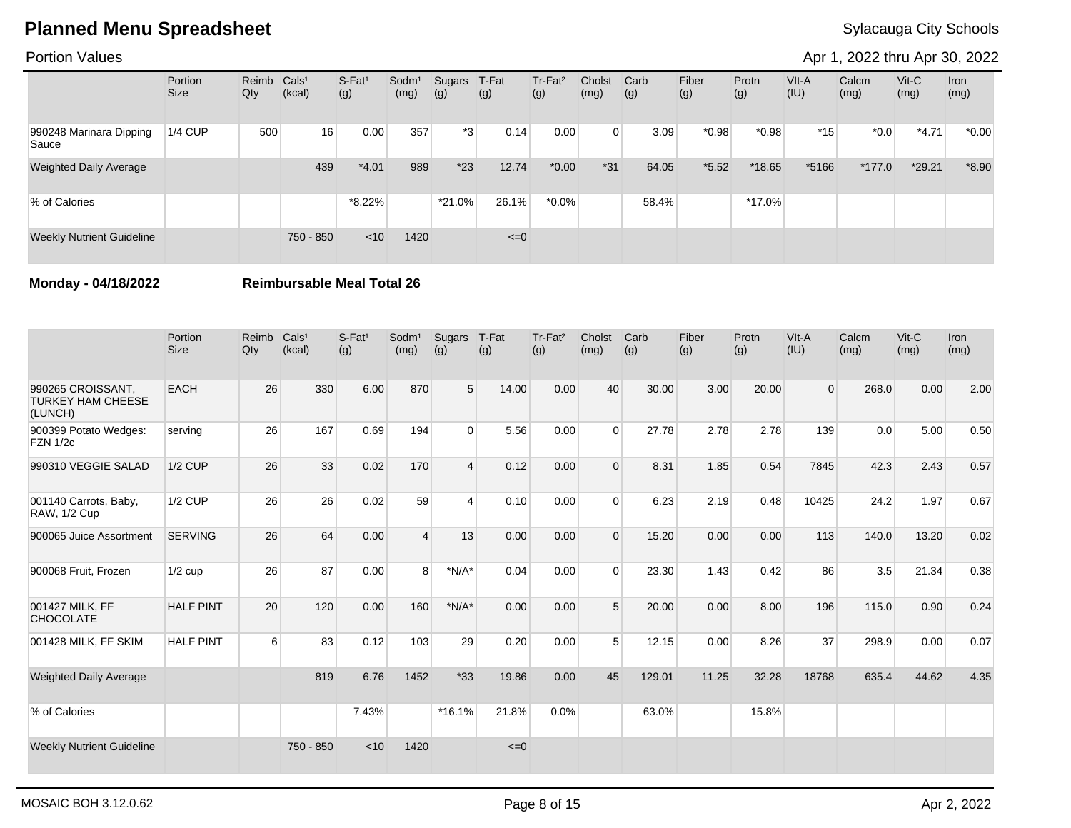# Planned Menu Spreadsheet

Sylacauga City Schools

Portion Values

Apr 1, 2022 thru Apr 30, 2022

| | Portion Size | Reimb Qty | Cals¹ (kcal) | S-Fat¹ (g) | Sodm¹ (mg) | Sugars (g) | T-Fat (g) | Tr-Fat² (g) | Cholst (mg) | Carb (g) | Fiber (g) | Protn (g) | VIt-A (IU) | Calcm (mg) | Vit-C (mg) | Iron (mg) |
|---|---|---|---|---|---|---|---|---|---|---|---|---|---|---|---|---|
| 990248 Marinara Dipping Sauce | 1/4 CUP | 500 | 16 | 0.00 | 357 | *3 | 0.14 | 0.00 | 0 | 3.09 | *0.98 | *0.98 | *15 | *0.0 | *4.71 | *0.00 |
| Weighted Daily Average | | | 439 | *4.01 | 989 | *23 | 12.74 | *0.00 | *31 | 64.05 | *5.52 | *18.65 | *5166 | *177.0 | *29.21 | *8.90 |
| % of Calories | | | | *8.22% | | *21.0% | 26.1% | *0.0% | | 58.4% | | *17.0% | | | | |
| Weekly Nutrient Guideline | | | 750 - 850 | <10 | 1420 | | <=0 | | | | | | | | | |

**Monday - 04/18/2022** **Reimbursable Meal Total 26**

| | Portion Size | Reimb Qty | Cals¹ (kcal) | S-Fat¹ (g) | Sodm¹ (mg) | Sugars (g) | T-Fat (g) | Tr-Fat² (g) | Cholst (mg) | Carb (g) | Fiber (g) | Protn (g) | VIt-A (IU) | Calcm (mg) | Vit-C (mg) | Iron (mg) |
|---|---|---|---|---|---|---|---|---|---|---|---|---|---|---|---|---|
| 990265 CROISSANT, TURKEY HAM CHEESE (LUNCH) | EACH | 26 | 330 | 6.00 | 870 | 5 | 14.00 | 0.00 | 40 | 30.00 | 3.00 | 20.00 | 0 | 268.0 | 0.00 | 2.00 |
| 900399 Potato Wedges: FZN 1/2c | serving | 26 | 167 | 0.69 | 194 | 0 | 5.56 | 0.00 | 0 | 27.78 | 2.78 | 2.78 | 139 | 0.0 | 5.00 | 0.50 |
| 990310 VEGGIE SALAD | 1/2 CUP | 26 | 33 | 0.02 | 170 | 4 | 0.12 | 0.00 | 0 | 8.31 | 1.85 | 0.54 | 7845 | 42.3 | 2.43 | 0.57 |
| 001140 Carrots, Baby, RAW, 1/2 Cup | 1/2 CUP | 26 | 26 | 0.02 | 59 | 4 | 0.10 | 0.00 | 0 | 6.23 | 2.19 | 0.48 | 10425 | 24.2 | 1.97 | 0.67 |
| 900065 Juice Assortment | SERVING | 26 | 64 | 0.00 | 4 | 13 | 0.00 | 0.00 | 0 | 15.20 | 0.00 | 0.00 | 113 | 140.0 | 13.20 | 0.02 |
| 900068 Fruit, Frozen | 1/2 cup | 26 | 87 | 0.00 | 8 | *N/A* | 0.04 | 0.00 | 0 | 23.30 | 1.43 | 0.42 | 86 | 3.5 | 21.34 | 0.38 |
| 001427 MILK, FF CHOCOLATE | HALF PINT | 20 | 120 | 0.00 | 160 | *N/A* | 0.00 | 0.00 | 5 | 20.00 | 0.00 | 8.00 | 196 | 115.0 | 0.90 | 0.24 |
| 001428 MILK, FF SKIM | HALF PINT | 6 | 83 | 0.12 | 103 | 29 | 0.20 | 0.00 | 5 | 12.15 | 0.00 | 8.26 | 37 | 298.9 | 0.00 | 0.07 |
| Weighted Daily Average | | | 819 | 6.76 | 1452 | *33 | 19.86 | 0.00 | 45 | 129.01 | 11.25 | 32.28 | 18768 | 635.4 | 44.62 | 4.35 |
| % of Calories | | | | 7.43% | | *16.1% | 21.8% | 0.0% | | 63.0% | | 15.8% | | | | |
| Weekly Nutrient Guideline | | | 750 - 850 | <10 | 1420 | | <=0 | | | | | | | | | |

MOSAIC BOH 3.12.0.62 Apr 2, 2022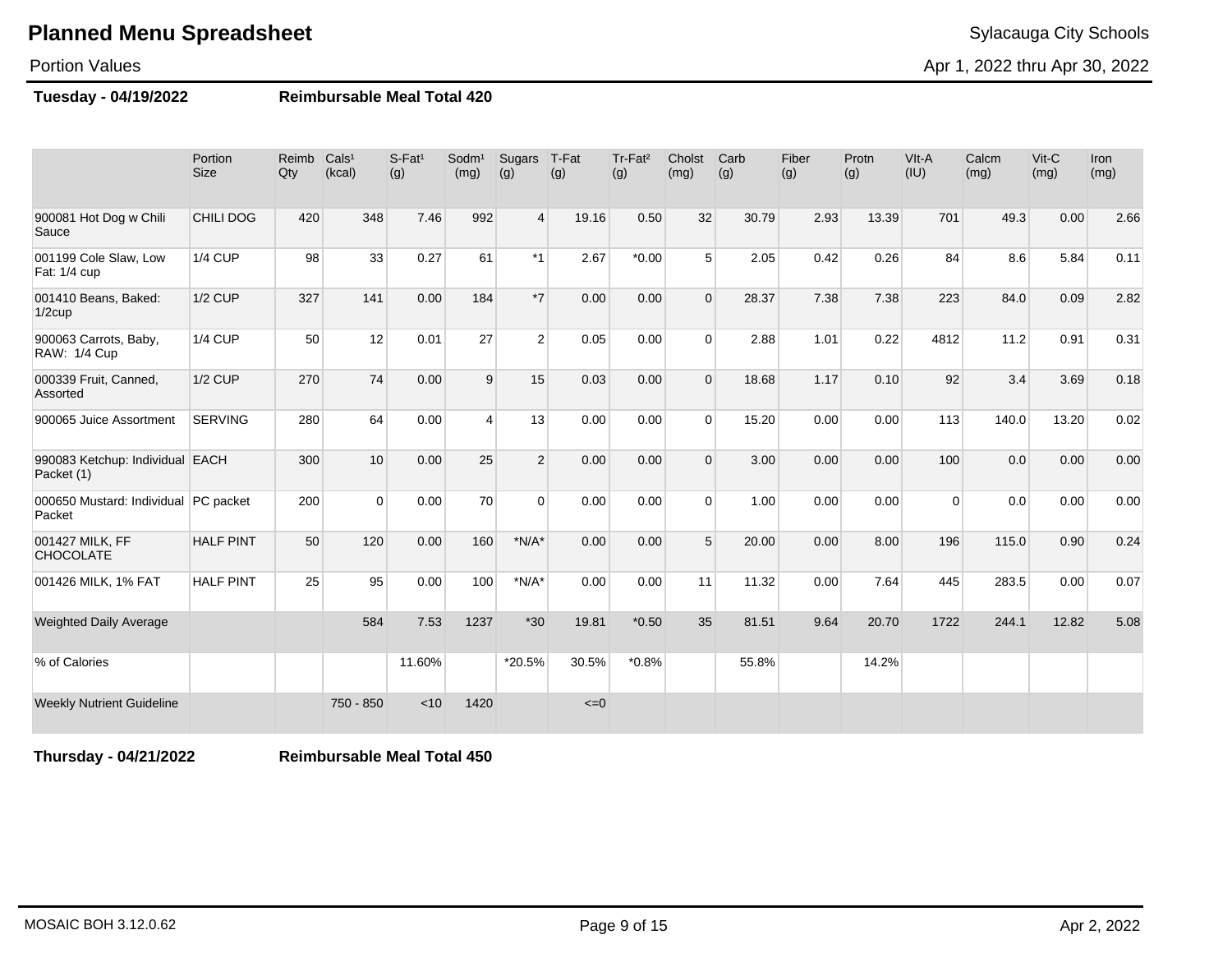# Planned Menu Spreadsheet

Sylacauga City Schools

Portion Values

Apr 1, 2022 thru Apr 30, 2022

**Tuesday - 04/19/2022** **Reimbursable Meal Total 420**

| | Portion Size | Reimb Qty | Cals¹ (kcal) | S-Fat¹ (g) | Sodm¹ (mg) | Sugars (g) | T-Fat (g) | Tr-Fat² (g) | Cholst (mg) | Carb (g) | Fiber (g) | Protn (g) | VIt-A (IU) | Calcm (mg) | Vit-C (mg) | Iron (mg) |
|---|---|---|---|---|---|---|---|---|---|---|---|---|---|---|---|---|
| 900081 Hot Dog w Chili Sauce | CHILI DOG | 420 | 348 | 7.46 | 992 | 4 | 19.16 | 0.50 | 32 | 30.79 | 2.93 | 13.39 | 701 | 49.3 | 0.00 | 2.66 |
| 001199 Cole Slaw, Low Fat: 1/4 cup | 1/4 CUP | 98 | 33 | 0.27 | 61 | *1 | 2.67 | *0.00 | 5 | 2.05 | 0.42 | 0.26 | 84 | 8.6 | 5.84 | 0.11 |
| 001410 Beans, Baked: 1/2cup | 1/2 CUP | 327 | 141 | 0.00 | 184 | *7 | 0.00 | 0.00 | 0 | 28.37 | 7.38 | 7.38 | 223 | 84.0 | 0.09 | 2.82 |
| 900063 Carrots, Baby, RAW: 1/4 Cup | 1/4 CUP | 50 | 12 | 0.01 | 27 | 2 | 0.05 | 0.00 | 0 | 2.88 | 1.01 | 0.22 | 4812 | 11.2 | 0.91 | 0.31 |
| 000339 Fruit, Canned, Assorted | 1/2 CUP | 270 | 74 | 0.00 | 9 | 15 | 0.03 | 0.00 | 0 | 18.68 | 1.17 | 0.10 | 92 | 3.4 | 3.69 | 0.18 |
| 900065 Juice Assortment | SERVING | 280 | 64 | 0.00 | 4 | 13 | 0.00 | 0.00 | 0 | 15.20 | 0.00 | 0.00 | 113 | 140.0 | 13.20 | 0.02 |
| 990083 Ketchup: Individual Packet (1) | EACH | 300 | 10 | 0.00 | 25 | 2 | 0.00 | 0.00 | 0 | 3.00 | 0.00 | 0.00 | 100 | 0.0 | 0.00 | 0.00 |
| 000650 Mustard: Individual Packet | PC packet | 200 | 0 | 0.00 | 70 | 0 | 0.00 | 0.00 | 0 | 1.00 | 0.00 | 0.00 | 0 | 0.0 | 0.00 | 0.00 |
| 001427 MILK, FF CHOCOLATE | HALF PINT | 50 | 120 | 0.00 | 160 | *N/A* | 0.00 | 0.00 | 5 | 20.00 | 0.00 | 8.00 | 196 | 115.0 | 0.90 | 0.24 |
| 001426 MILK, 1% FAT | HALF PINT | 25 | 95 | 0.00 | 100 | *N/A* | 0.00 | 0.00 | 11 | 11.32 | 0.00 | 7.64 | 445 | 283.5 | 0.00 | 0.07 |
| Weighted Daily Average | | | 584 | 7.53 | 1237 | *30 | 19.81 | *0.50 | 35 | 81.51 | 9.64 | 20.70 | 1722 | 244.1 | 12.82 | 5.08 |
| % of Calories | | | | 11.60% | | *20.5% | 30.5% | *0.8% | | 55.8% | | 14.2% | | | | |
| Weekly Nutrient Guideline | | | 750 - 850 | <10 | 1420 | | <=0 | | | | | | | | | |

**Thursday - 04/21/2022** **Reimbursable Meal Total 450**

MOSAIC BOH 3.12.0.62

Apr 2, 2022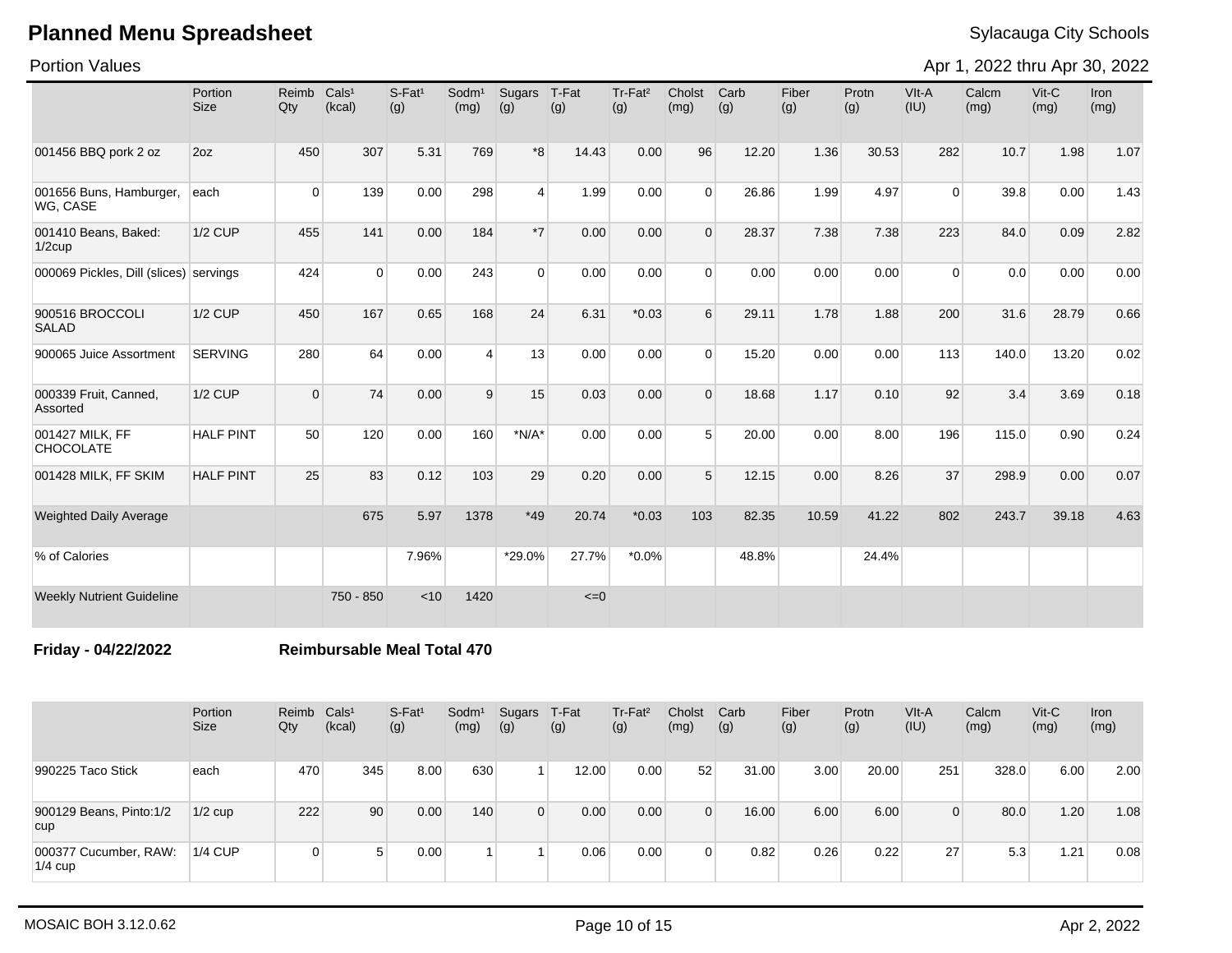# Planned Menu Spreadsheet

Sylacauga City Schools

Portion Values

Apr 1, 2022 thru Apr 30, 2022

| | Portion Size | Reimb Qty | Cals¹ (kcal) | S-Fat¹ (g) | Sodm¹ (mg) | Sugars (g) | T-Fat (g) | Tr-Fat² (g) | Cholst (mg) | Carb (g) | Fiber (g) | Protn (g) | VIt-A (IU) | Calcm (mg) | Vit-C (mg) | Iron (mg) |
|---|---|---|---|---|---|---|---|---|---|---|---|---|---|---|---|---|
| 001456 BBQ pork 2 oz | 2oz | 450 | 307 | 5.31 | 769 | *8 | 14.43 | 0.00 | 96 | 12.20 | 1.36 | 30.53 | 282 | 10.7 | 1.98 | 1.07 |
| 001656 Buns, Hamburger, WG, CASE | each | 0 | 139 | 0.00 | 298 | 4 | 1.99 | 0.00 | 0 | 26.86 | 1.99 | 4.97 | 0 | 39.8 | 0.00 | 1.43 |
| 001410 Beans, Baked: 1/2cup | 1/2 CUP | 455 | 141 | 0.00 | 184 | *7 | 0.00 | 0.00 | 0 | 28.37 | 7.38 | 7.38 | 223 | 84.0 | 0.09 | 2.82 |
| 000069 Pickles, Dill (slices) | servings | 424 | 0 | 0.00 | 243 | 0 | 0.00 | 0.00 | 0 | 0.00 | 0.00 | 0.00 | 0 | 0.0 | 0.00 | 0.00 |
| 900516 BROCCOLI SALAD | 1/2 CUP | 450 | 167 | 0.65 | 168 | 24 | 6.31 | *0.03 | 6 | 29.11 | 1.78 | 1.88 | 200 | 31.6 | 28.79 | 0.66 |
| 900065 Juice Assortment | SERVING | 280 | 64 | 0.00 | 4 | 13 | 0.00 | 0.00 | 0 | 15.20 | 0.00 | 0.00 | 113 | 140.0 | 13.20 | 0.02 |
| 000339 Fruit, Canned, Assorted | 1/2 CUP | 0 | 74 | 0.00 | 9 | 15 | 0.03 | 0.00 | 0 | 18.68 | 1.17 | 0.10 | 92 | 3.4 | 3.69 | 0.18 |
| 001427 MILK, FF CHOCOLATE | HALF PINT | 50 | 120 | 0.00 | 160 | *N/A* | 0.00 | 0.00 | 5 | 20.00 | 0.00 | 8.00 | 196 | 115.0 | 0.90 | 0.24 |
| 001428 MILK, FF SKIM | HALF PINT | 25 | 83 | 0.12 | 103 | 29 | 0.20 | 0.00 | 5 | 12.15 | 0.00 | 8.26 | 37 | 298.9 | 0.00 | 0.07 |
| Weighted Daily Average | | | 675 | 5.97 | 1378 | *49 | 20.74 | *0.03 | 103 | 82.35 | 10.59 | 41.22 | 802 | 243.7 | 39.18 | 4.63 |
| % of Calories | | | | 7.96% | | *29.0% | 27.7% | *0.0% | | 48.8% | | 24.4% | | | | |
| Weekly Nutrient Guideline | | | 750 - 850 | <10 | 1420 | | <=0 | | | | | | | | | |

**Friday - 04/22/2022** **Reimbursable Meal Total 470**

| | Portion Size | Reimb Qty | Cals¹ (kcal) | S-Fat¹ (g) | Sodm¹ (mg) | Sugars (g) | T-Fat (g) | Tr-Fat² (g) | Cholst (mg) | Carb (g) | Fiber (g) | Protn (g) | VIt-A (IU) | Calcm (mg) | Vit-C (mg) | Iron (mg) |
|---|---|---|---|---|---|---|---|---|---|---|---|---|---|---|---|---|
| 990225 Taco Stick | each | 470 | 345 | 8.00 | 630 | 1 | 12.00 | 0.00 | 52 | 31.00 | 3.00 | 20.00 | 251 | 328.0 | 6.00 | 2.00 |
| 900129 Beans, Pinto:1/2 cup | 1/2 cup | 222 | 90 | 0.00 | 140 | 0 | 0.00 | 0.00 | 0 | 16.00 | 6.00 | 6.00 | 0 | 80.0 | 1.20 | 1.08 |
| 000377 Cucumber, RAW: 1/4 cup | 1/4 CUP | 0 | 5 | 0.00 | 1 | 1 | 0.06 | 0.00 | 0 | 0.82 | 0.26 | 0.22 | 27 | 5.3 | 1.21 | 0.08 |

MOSAIC BOH 3.12.0.62 Apr 2, 2022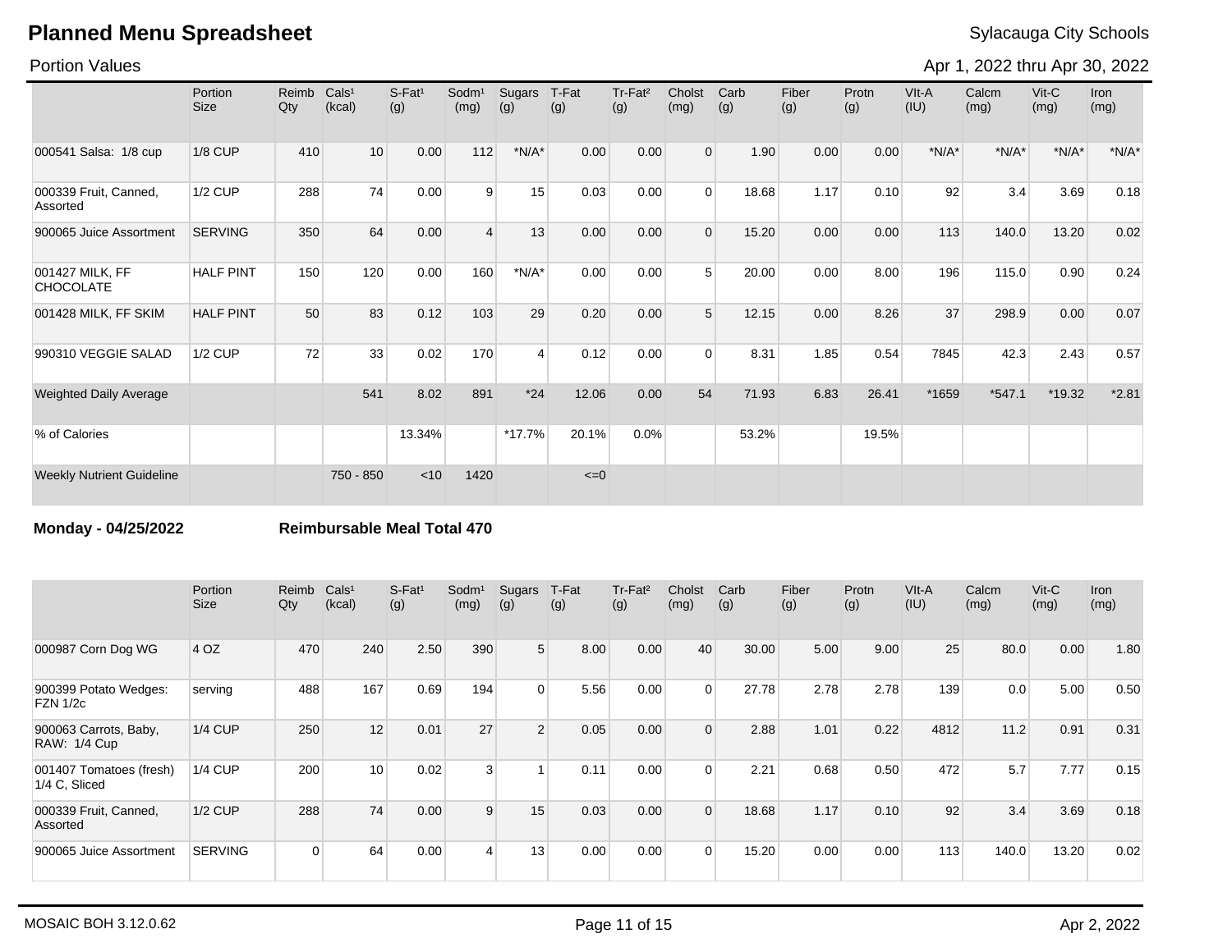# Planned Menu Spreadsheet

Sylacauga City Schools

Portion Values

Apr 1, 2022 thru Apr 30, 2022

| | Portion Size | Reimb Qty | Cals[1] (kcal) | S-Fat[1] (g) | Sodm[1] (mg) | Sugars (g) | T-Fat (g) | Tr-Fat[2] (g) | Cholst (mg) | Carb (g) | Fiber (g) | Protn (g) | VIt-A (IU) | Calcm (mg) | Vit-C (mg) | Iron (mg) |
|---|---|---|---|---|---|---|---|---|---|---|---|---|---|---|---|---|
| 000541 Salsa: 1/8 cup | 1/8 CUP | 410 | 10 | 0.00 | 112 | *N/A* | 0.00 | 0.00 | 0 | 1.90 | 0.00 | 0.00 | *N/A* | *N/A* | *N/A* | *N/A* |
| 000339 Fruit, Canned, Assorted | 1/2 CUP | 288 | 74 | 0.00 | 9 | 15 | 0.03 | 0.00 | 0 | 18.68 | 1.17 | 0.10 | 92 | 3.4 | 3.69 | 0.18 |
| 900065 Juice Assortment | SERVING | 350 | 64 | 0.00 | 4 | 13 | 0.00 | 0.00 | 0 | 15.20 | 0.00 | 0.00 | 113 | 140.0 | 13.20 | 0.02 |
| 001427 MILK, FF CHOCOLATE | HALF PINT | 150 | 120 | 0.00 | 160 | *N/A* | 0.00 | 0.00 | 5 | 20.00 | 0.00 | 8.00 | 196 | 115.0 | 0.90 | 0.24 |
| 001428 MILK, FF SKIM | HALF PINT | 50 | 83 | 0.12 | 103 | 29 | 0.20 | 0.00 | 5 | 12.15 | 0.00 | 8.26 | 37 | 298.9 | 0.00 | 0.07 |
| 990310 VEGGIE SALAD | 1/2 CUP | 72 | 33 | 0.02 | 170 | 4 | 0.12 | 0.00 | 0 | 8.31 | 1.85 | 0.54 | 7845 | 42.3 | 2.43 | 0.57 |
| Weighted Daily Average | | | 541 | 8.02 | 891 | *24 | 12.06 | 0.00 | 54 | 71.93 | 6.83 | 26.41 | *1659 | *547.1 | *19.32 | *2.81 |
| % of Calories | | | | 13.34% | | *17.7% | 20.1% | 0.0% | | 53.2% | | 19.5% | | | | |
| Weekly Nutrient Guideline | | | 750 - 850 | <10 | 1420 | | <=0 | | | | | | | | | |

**Monday - 04/25/2022** **Reimbursable Meal Total 470**

| | Portion Size | Reimb Qty | Cals[1] (kcal) | S-Fat[1] (g) | Sodm[1] (mg) | Sugars (g) | T-Fat (g) | Tr-Fat[2] (g) | Cholst (mg) | Carb (g) | Fiber (g) | Protn (g) | VIt-A (IU) | Calcm (mg) | Vit-C (mg) | Iron (mg) |
|---|---|---|---|---|---|---|---|---|---|---|---|---|---|---|---|---|
| 000987 Corn Dog WG | 4 OZ | 470 | 240 | 2.50 | 390 | 5 | 8.00 | 0.00 | 40 | 30.00 | 5.00 | 9.00 | 25 | 80.0 | 0.00 | 1.80 |
| 900399 Potato Wedges: FZN 1/2c | serving | 488 | 167 | 0.69 | 194 | 0 | 5.56 | 0.00 | 0 | 27.78 | 2.78 | 2.78 | 139 | 0.0 | 5.00 | 0.50 |
| 900063 Carrots, Baby, RAW: 1/4 Cup | 1/4 CUP | 250 | 12 | 0.01 | 27 | 2 | 0.05 | 0.00 | 0 | 2.88 | 1.01 | 0.22 | 4812 | 11.2 | 0.91 | 0.31 |
| 001407 Tomatoes (fresh) 1/4 C, Sliced | 1/4 CUP | 200 | 10 | 0.02 | 3 | 1 | 0.11 | 0.00 | 0 | 2.21 | 0.68 | 0.50 | 472 | 5.7 | 7.77 | 0.15 |
| 000339 Fruit, Canned, Assorted | 1/2 CUP | 288 | 74 | 0.00 | 9 | 15 | 0.03 | 0.00 | 0 | 18.68 | 1.17 | 0.10 | 92 | 3.4 | 3.69 | 0.18 |
| 900065 Juice Assortment | SERVING | 0 | 64 | 0.00 | 4 | 13 | 0.00 | 0.00 | 0 | 15.20 | 0.00 | 0.00 | 113 | 140.0 | 13.20 | 0.02 |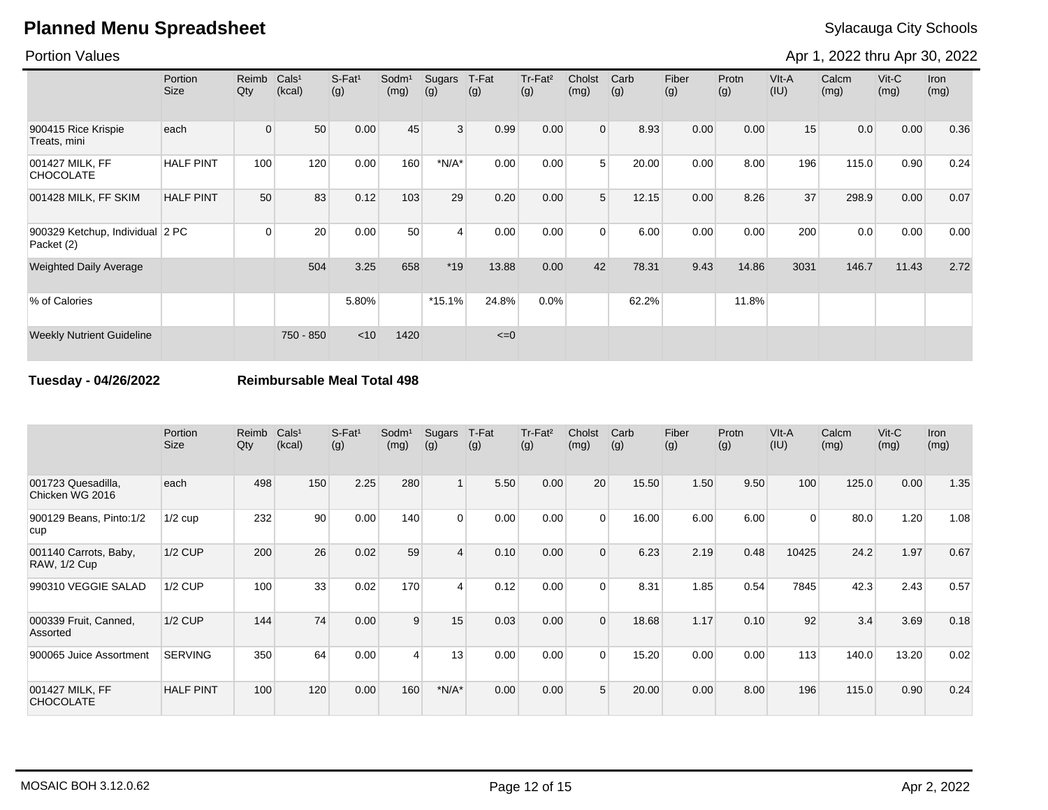# Planned Menu Spreadsheet

Sylacauga City Schools

Portion Values

Apr 1, 2022 thru Apr 30, 2022

| | Portion Size | Reimb Qty | Cals[1] (kcal) | S-Fat[1] (g) | Sodm[1] (mg) | Sugars (g) | T-Fat (g) | Tr-Fat[2] (g) | Cholst (mg) | Carb (g) | Fiber (g) | Protn (g) | VIt-A (IU) | Calcm (mg) | Vit-C (mg) | Iron (mg) |
|---|---|---|---|---|---|---|---|---|---|---|---|---|---|---|---|---|
| 900415 Rice Krispie Treats, mini | each | 0 | 50 | 0.00 | 45 | 3 | 0.99 | 0.00 | 0 | 8.93 | 0.00 | 0.00 | 15 | 0.0 | 0.00 | 0.36 |
| 001427 MILK, FF CHOCOLATE | HALF PINT | 100 | 120 | 0.00 | 160 | *N/A* | 0.00 | 0.00 | 5 | 20.00 | 0.00 | 8.00 | 196 | 115.0 | 0.90 | 0.24 |
| 001428 MILK, FF SKIM | HALF PINT | 50 | 83 | 0.12 | 103 | 29 | 0.20 | 0.00 | 5 | 12.15 | 0.00 | 8.26 | 37 | 298.9 | 0.00 | 0.07 |
| 900329 Ketchup, Individual Packet (2) | 2 PC | 0 | 20 | 0.00 | 50 | 4 | 0.00 | 0.00 | 0 | 6.00 | 0.00 | 0.00 | 200 | 0.0 | 0.00 | 0.00 |
| Weighted Daily Average | | | 504 | 3.25 | 658 | *19 | 13.88 | 0.00 | 42 | 78.31 | 9.43 | 14.86 | 3031 | 146.7 | 11.43 | 2.72 |
| % of Calories | | | | 5.80% | | *15.1% | 24.8% | 0.0% | | 62.2% | | 11.8% | | | | |
| Weekly Nutrient Guideline | | | 750 - 850 | <10 | 1420 | | <=0 | | | | | | | | | |

**Tuesday - 04/26/2022** **Reimbursable Meal Total 498**

| | Portion Size | Reimb Qty | Cals[1] (kcal) | S-Fat[1] (g) | Sodm[1] (mg) | Sugars (g) | T-Fat (g) | Tr-Fat[2] (g) | Cholst (mg) | Carb (g) | Fiber (g) | Protn (g) | VIt-A (IU) | Calcm (mg) | Vit-C (mg) | Iron (mg) |
|---|---|---|---|---|---|---|---|---|---|---|---|---|---|---|---|---|
| 001723 Quesadilla, Chicken WG 2016 | each | 498 | 150 | 2.25 | 280 | 1 | 5.50 | 0.00 | 20 | 15.50 | 1.50 | 9.50 | 100 | 125.0 | 0.00 | 1.35 |
| 900129 Beans, Pinto:1/2 cup | 1/2 cup | 232 | 90 | 0.00 | 140 | 0 | 0.00 | 0.00 | 0 | 16.00 | 6.00 | 6.00 | 0 | 80.0 | 1.20 | 1.08 |
| 001140 Carrots, Baby, RAW, 1/2 Cup | 1/2 CUP | 200 | 26 | 0.02 | 59 | 4 | 0.10 | 0.00 | 0 | 6.23 | 2.19 | 0.48 | 10425 | 24.2 | 1.97 | 0.67 |
| 990310 VEGGIE SALAD | 1/2 CUP | 100 | 33 | 0.02 | 170 | 4 | 0.12 | 0.00 | 0 | 8.31 | 1.85 | 0.54 | 7845 | 42.3 | 2.43 | 0.57 |
| 000339 Fruit, Canned, Assorted | 1/2 CUP | 144 | 74 | 0.00 | 9 | 15 | 0.03 | 0.00 | 0 | 18.68 | 1.17 | 0.10 | 92 | 3.4 | 3.69 | 0.18 |
| 900065 Juice Assortment | SERVING | 350 | 64 | 0.00 | 4 | 13 | 0.00 | 0.00 | 0 | 15.20 | 0.00 | 0.00 | 113 | 140.0 | 13.20 | 0.02 |
| 001427 MILK, FF CHOCOLATE | HALF PINT | 100 | 120 | 0.00 | 160 | *N/A* | 0.00 | 0.00 | 5 | 20.00 | 0.00 | 8.00 | 196 | 115.0 | 0.90 | 0.24 |

MOSAIC BOH 3.12.0.62

Apr 2, 2022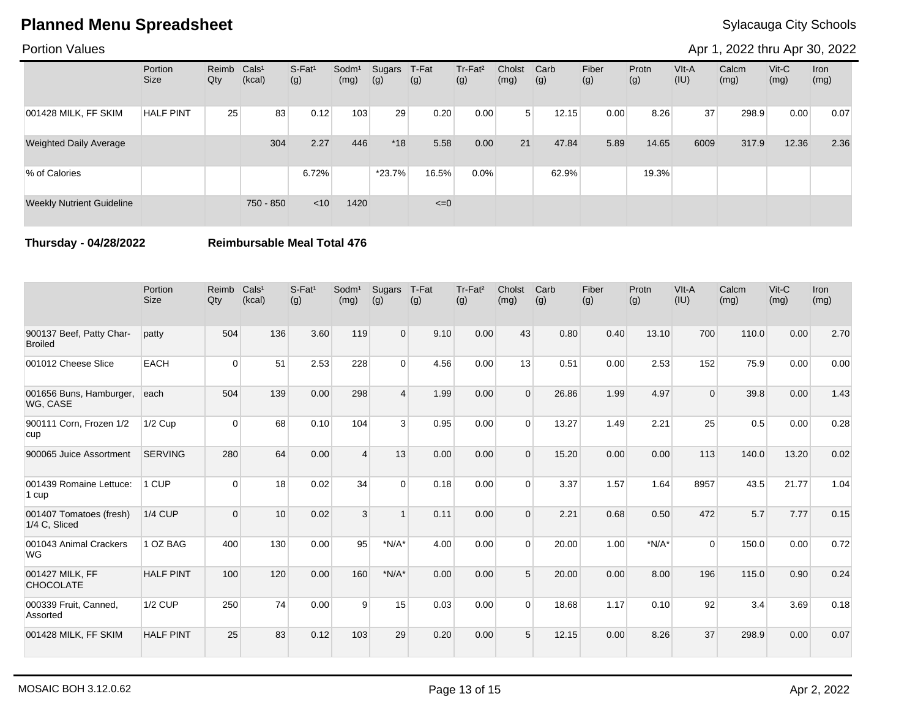# Planned Menu Spreadsheet

Sylacauga City Schools

Portion Values

Apr 1, 2022 thru Apr 30, 2022

| | Portion Size | Reimb Qty | Cals¹ (kcal) | S-Fat¹ (g) | Sodm¹ (mg) | Sugars (g) | T-Fat (g) | Tr-Fat² (g) | Cholst (mg) | Carb (g) | Fiber (g) | Protn (g) | VIt-A (IU) | Calcm (mg) | Vit-C (mg) | Iron (mg) |
|---|---|---|---|---|---|---|---|---|---|---|---|---|---|---|---|---|
| 001428 MILK, FF SKIM | HALF PINT | 25 | 83 | 0.12 | 103 | 29 | 0.20 | 0.00 | 5 | 12.15 | 0.00 | 8.26 | 37 | 298.9 | 0.00 | 0.07 |
| Weighted Daily Average | | | 304 | 2.27 | 446 | *18 | 5.58 | 0.00 | 21 | 47.84 | 5.89 | 14.65 | 6009 | 317.9 | 12.36 | 2.36 |
| % of Calories | | | | 6.72% | | *23.7% | 16.5% | 0.0% | | 62.9% | | 19.3% | | | | |
| Weekly Nutrient Guideline | | | 750 - 850 | <10 | 1420 | | <=0 | | | | | | | | | |

**Thursday - 04/28/2022** **Reimbursable Meal Total 476**

| | Portion Size | Reimb Qty | Cals¹ (kcal) | S-Fat¹ (g) | Sodm¹ (mg) | Sugars (g) | T-Fat (g) | Tr-Fat² (g) | Cholst (mg) | Carb (g) | Fiber (g) | Protn (g) | VIt-A (IU) | Calcm (mg) | Vit-C (mg) | Iron (mg) |
|---|---|---|---|---|---|---|---|---|---|---|---|---|---|---|---|---|
| 900137 Beef, Patty Char-Broiled | patty | 504 | 136 | 3.60 | 119 | 0 | 9.10 | 0.00 | 43 | 0.80 | 0.40 | 13.10 | 700 | 110.0 | 0.00 | 2.70 |
| 001012 Cheese Slice | EACH | 0 | 51 | 2.53 | 228 | 0 | 4.56 | 0.00 | 13 | 0.51 | 0.00 | 2.53 | 152 | 75.9 | 0.00 | 0.00 |
| 001656 Buns, Hamburger, WG, CASE | each | 504 | 139 | 0.00 | 298 | 4 | 1.99 | 0.00 | 0 | 26.86 | 1.99 | 4.97 | 0 | 39.8 | 0.00 | 1.43 |
| 900111 Corn, Frozen 1/2 cup | 1/2 Cup | 0 | 68 | 0.10 | 104 | 3 | 0.95 | 0.00 | 0 | 13.27 | 1.49 | 2.21 | 25 | 0.5 | 0.00 | 0.28 |
| 900065 Juice Assortment | SERVING | 280 | 64 | 0.00 | 4 | 13 | 0.00 | 0.00 | 0 | 15.20 | 0.00 | 0.00 | 113 | 140.0 | 13.20 | 0.02 |
| 001439 Romaine Lettuce: 1 cup | 1 CUP | 0 | 18 | 0.02 | 34 | 0 | 0.18 | 0.00 | 0 | 3.37 | 1.57 | 1.64 | 8957 | 43.5 | 21.77 | 1.04 |
| 001407 Tomatoes (fresh) 1/4 C, Sliced | 1/4 CUP | 0 | 10 | 0.02 | 3 | 1 | 0.11 | 0.00 | 0 | 2.21 | 0.68 | 0.50 | 472 | 5.7 | 7.77 | 0.15 |
| 001043 Animal Crackers WG | 1 OZ BAG | 400 | 130 | 0.00 | 95 | *N/A* | 4.00 | 0.00 | 0 | 20.00 | 1.00 | *N/A* | 0 | 150.0 | 0.00 | 0.72 |
| 001427 MILK, FF CHOCOLATE | HALF PINT | 100 | 120 | 0.00 | 160 | *N/A* | 0.00 | 0.00 | 5 | 20.00 | 0.00 | 8.00 | 196 | 115.0 | 0.90 | 0.24 |
| 000339 Fruit, Canned, Assorted | 1/2 CUP | 250 | 74 | 0.00 | 9 | 15 | 0.03 | 0.00 | 0 | 18.68 | 1.17 | 0.10 | 92 | 3.4 | 3.69 | 0.18 |
| 001428 MILK, FF SKIM | HALF PINT | 25 | 83 | 0.12 | 103 | 29 | 0.20 | 0.00 | 5 | 12.15 | 0.00 | 8.26 | 37 | 298.9 | 0.00 | 0.07 |

MOSAIC BOH 3.12.0.62

Apr 2, 2022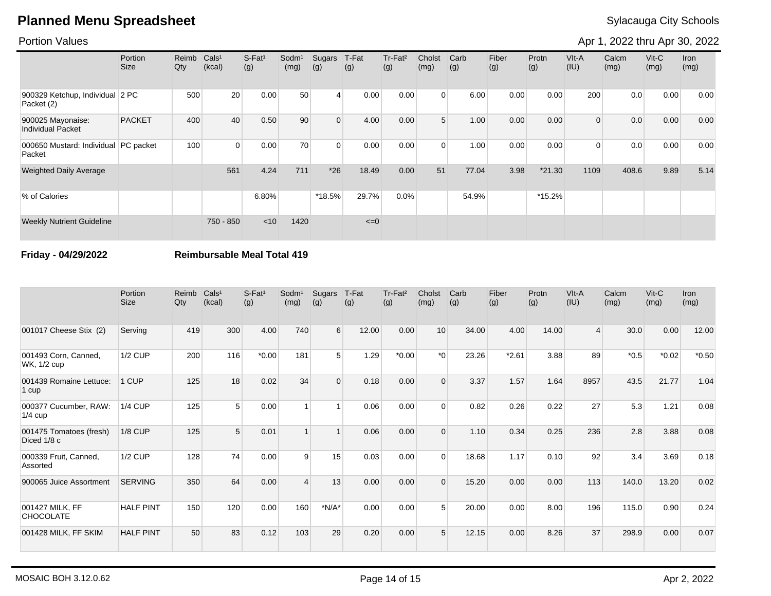# Planned Menu Spreadsheet

Sylacauga City Schools

Portion Values

Apr 1, 2022 thru Apr 30, 2022

| | Portion Size | Reimb Qty | Cals¹ (kcal) | S-Fat¹ (g) | Sodm¹ (mg) | Sugars (g) | T-Fat (g) | Tr-Fat² (g) | Cholst (mg) | Carb (g) | Fiber (g) | Protn (g) | VIt-A (IU) | Calcm (mg) | Vit-C (mg) | Iron (mg) |
|---|---|---|---|---|---|---|---|---|---|---|---|---|---|---|---|---|
| 900329 Ketchup, Individual Packet (2) | 2 PC | 500 | 20 | 0.00 | 50 | 4 | 0.00 | 0.00 | 0 | 6.00 | 0.00 | 0.00 | 200 | 0.0 | 0.00 | 0.00 |
| 900025 Mayonaise: Individual Packet | PACKET | 400 | 40 | 0.50 | 90 | 0 | 4.00 | 0.00 | 5 | 1.00 | 0.00 | 0.00 | 0 | 0.0 | 0.00 | 0.00 |
| 000650 Mustard: Individual Packet | PC packet | 100 | 0 | 0.00 | 70 | 0 | 0.00 | 0.00 | 0 | 1.00 | 0.00 | 0.00 | 0 | 0.0 | 0.00 | 0.00 |
| Weighted Daily Average | | | 561 | 4.24 | 711 | *26 | 18.49 | 0.00 | 51 | 77.04 | 3.98 | *21.30 | 1109 | 408.6 | 9.89 | 5.14 |
| % of Calories | | | | 6.80% | | *18.5% | 29.7% | 0.0% | | 54.9% | | *15.2% | | | | |
| Weekly Nutrient Guideline | | | 750 - 850 | <10 | 1420 | | <=0 | | | | | | | | | |

**Friday - 04/29/2022** **Reimbursable Meal Total 419**

| | Portion Size | Reimb Qty | Cals¹ (kcal) | S-Fat¹ (g) | Sodm¹ (mg) | Sugars (g) | T-Fat (g) | Tr-Fat² (g) | Cholst (mg) | Carb (g) | Fiber (g) | Protn (g) | VIt-A (IU) | Calcm (mg) | Vit-C (mg) | Iron (mg) |
|---|---|---|---|---|---|---|---|---|---|---|---|---|---|---|---|---|
| 001017 Cheese Stix (2) | Serving | 419 | 300 | 4.00 | 740 | 6 | 12.00 | 0.00 | 10 | 34.00 | 4.00 | 14.00 | 4 | 30.0 | 0.00 | 12.00 |
| 001493 Corn, Canned, WK, 1/2 cup | 1/2 CUP | 200 | 116 | *0.00 | 181 | 5 | 1.29 | *0.00 | *0 | 23.26 | *2.61 | 3.88 | 89 | *0.5 | *0.02 | *0.50 |
| 001439 Romaine Lettuce: 1 cup | 1 CUP | 125 | 18 | 0.02 | 34 | 0 | 0.18 | 0.00 | 0 | 3.37 | 1.57 | 1.64 | 8957 | 43.5 | 21.77 | 1.04 |
| 000377 Cucumber, RAW: 1/4 cup | 1/4 CUP | 125 | 5 | 0.00 | 1 | 1 | 0.06 | 0.00 | 0 | 0.82 | 0.26 | 0.22 | 27 | 5.3 | 1.21 | 0.08 |
| 001475 Tomatoes (fresh) Diced 1/8 c | 1/8 CUP | 125 | 5 | 0.01 | 1 | 1 | 0.06 | 0.00 | 0 | 1.10 | 0.34 | 0.25 | 236 | 2.8 | 3.88 | 0.08 |
| 000339 Fruit, Canned, Assorted | 1/2 CUP | 128 | 74 | 0.00 | 9 | 15 | 0.03 | 0.00 | 0 | 18.68 | 1.17 | 0.10 | 92 | 3.4 | 3.69 | 0.18 |
| 900065 Juice Assortment | SERVING | 350 | 64 | 0.00 | 4 | 13 | 0.00 | 0.00 | 0 | 15.20 | 0.00 | 0.00 | 113 | 140.0 | 13.20 | 0.02 |
| 001427 MILK, FF CHOCOLATE | HALF PINT | 150 | 120 | 0.00 | 160 | *N/A* | 0.00 | 0.00 | 5 | 20.00 | 0.00 | 8.00 | 196 | 115.0 | 0.90 | 0.24 |
| 001428 MILK, FF SKIM | HALF PINT | 50 | 83 | 0.12 | 103 | 29 | 0.20 | 0.00 | 5 | 12.15 | 0.00 | 8.26 | 37 | 298.9 | 0.00 | 0.07 |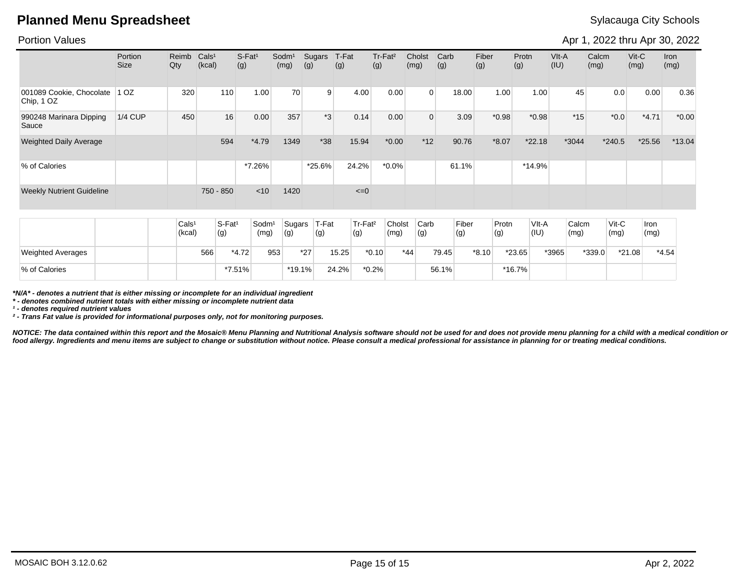# Planned Menu Spreadsheet

Sylacauga City Schools

Portion Values

Apr 1, 2022 thru Apr 30, 2022

| | Portion Size | Reimb Qty | Cals¹ (kcal) | S-Fat¹ (g) | Sodm¹ (mg) | Sugars (g) | T-Fat (g) | Tr-Fat² (g) | Cholst (mg) | Carb (g) | Fiber (g) | Protn (g) | VIt-A (IU) | Calcm (mg) | Vit-C (mg) | Iron (mg) |
|---|---|---|---|---|---|---|---|---|---|---|---|---|---|---|---|---|
| 001089 Cookie, Chocolate Chip, 1 OZ | 1 OZ | 320 | 110 | 1.00 | 70 | 9 | 4.00 | 0.00 | 0 | 18.00 | 1.00 | 1.00 | 45 | 0.0 | 0.00 | 0.36 |
| 990248 Marinara Dipping Sauce | 1/4 CUP | 450 | 16 | 0.00 | 357 | *3 | 0.14 | 0.00 | 0 | 3.09 | *0.98 | *0.98 | *15 | *0.0 | *4.71 | *0.00 |
| Weighted Daily Average | | | 594 | *4.79 | 1349 | *38 | 15.94 | *0.00 | *12 | 90.76 | *8.07 | *22.18 | *3044 | *240.5 | *25.56 | *13.04 |
| % of Calories | | | | *7.26% | | *25.6% | 24.2% | *0.0% | | 61.1% | | *14.9% | | | | |
| Weekly Nutrient Guideline | | | 750 - 850 | <10 | 1420 | | <=0 | | | | | | | | | |

| | | | Cals¹ (kcal) | S-Fat¹ (g) | Sodm¹ (mg) | Sugars (g) | T-Fat (g) | Tr-Fat² (g) | Cholst (mg) | Carb (g) | Fiber (g) | Protn (g) | VIt-A (IU) | Calcm (mg) | Vit-C (mg) | Iron (mg) |
|---|---|---|---|---|---|---|---|---|---|---|---|---|---|---|---|---|
| Weighted Averages | | | 566 | *4.72 | 953 | *27 | 15.25 | *0.10 | *44 | 79.45 | *8.10 | *23.65 | *3965 | *339.0 | *21.08 | *4.54 |
| % of Calories | | | | *7.51% | | *19.1% | 24.2% | *0.2% | | 56.1% | | *16.7% | | | | |

***N/A* - denotes a nutrient that is either missing or incomplete for an individual ingredient**

***\* - denotes combined nutrient totals with either missing or incomplete nutrient data***

***¹ - denotes required nutrient values***

***² - Trans Fat value is provided for informational purposes only, not for monitoring purposes.***

***NOTICE: The data contained within this report and the Mosaic® Menu Planning and Nutritional Analysis software should not be used for and does not provide menu planning for a child with a medical condition or food allergy. Ingredients and menu items are subject to change or substitution without notice. Please consult a medical professional for assistance in planning for or treating medical conditions.***